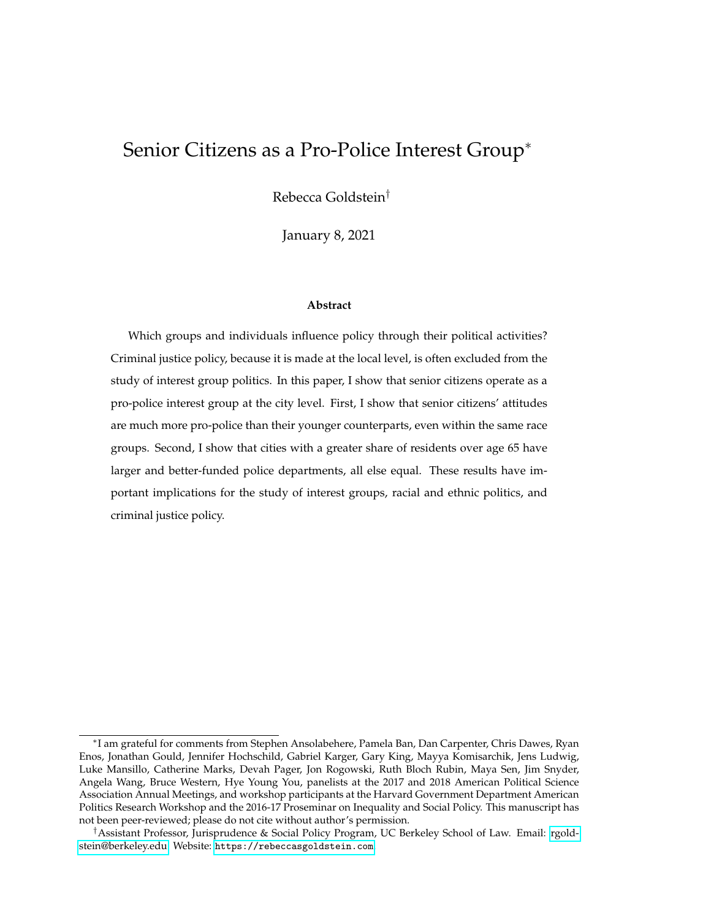# Senior Citizens as a Pro-Police Interest Group[*]

Rebecca Goldstein[†]

January 8, 2021

**Abstract**

Which groups and individuals influence policy through their political activities? Criminal justice policy, because it is made at the local level, is often excluded from the study of interest group politics. In this paper, I show that senior citizens operate as a pro-police interest group at the city level. First, I show that senior citizens' attitudes are much more pro-police than their younger counterparts, even within the same race groups. Second, I show that cities with a greater share of residents over age 65 have larger and better-funded police departments, all else equal. These results have important implications for the study of interest groups, racial and ethnic politics, and criminal justice policy.

---

[*] I am grateful for comments from Stephen Ansolabehere, Pamela Ban, Dan Carpenter, Chris Dawes, Ryan Enos, Jonathan Gould, Jennifer Hochschild, Gabriel Karger, Gary King, Mayya Komisarchik, Jens Ludwig, Luke Mansillo, Catherine Marks, Devah Pager, Jon Rogowski, Ruth Bloch Rubin, Maya Sen, Jim Snyder, Angela Wang, Bruce Western, Hye Young You, panelists at the 2017 and 2018 American Political Science Association Annual Meetings, and workshop participants at the Harvard Government Department American Politics Research Workshop and the 2016-17 Proseminar on Inequality and Social Policy. This manuscript has not been peer-reviewed; please do not cite without author's permission.

[†] Assistant Professor, Jurisprudence & Social Policy Program, UC Berkeley School of Law. Email: rgoldstein@berkeley.edu. Website: https://rebeccasgoldstein.com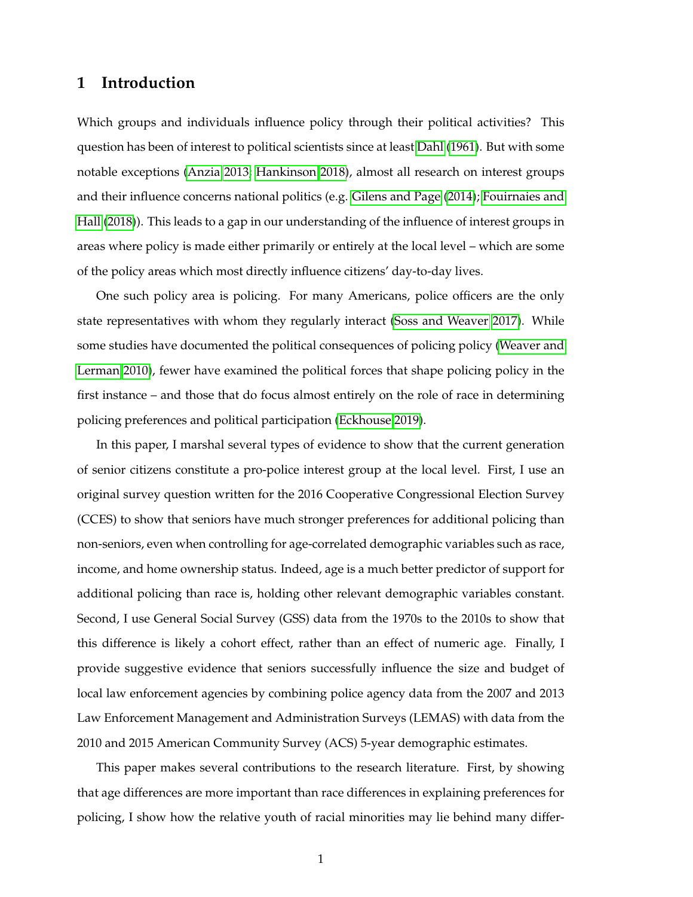## 1 Introduction

Which groups and individuals influence policy through their political activities? This question has been of interest to political scientists since at least Dahl (1961). But with some notable exceptions (Anzia 2013; Hankinson 2018), almost all research on interest groups and their influence concerns national politics (e.g. Gilens and Page (2014); Fouirnaies and Hall (2018)). This leads to a gap in our understanding of the influence of interest groups in areas where policy is made either primarily or entirely at the local level – which are some of the policy areas which most directly influence citizens' day-to-day lives.

One such policy area is policing. For many Americans, police officers are the only state representatives with whom they regularly interact (Soss and Weaver 2017). While some studies have documented the political consequences of policing policy (Weaver and Lerman 2010), fewer have examined the political forces that shape policing policy in the first instance – and those that do focus almost entirely on the role of race in determining policing preferences and political participation (Eckhouse 2019).

In this paper, I marshal several types of evidence to show that the current generation of senior citizens constitute a pro-police interest group at the local level. First, I use an original survey question written for the 2016 Cooperative Congressional Election Survey (CCES) to show that seniors have much stronger preferences for additional policing than non-seniors, even when controlling for age-correlated demographic variables such as race, income, and home ownership status. Indeed, age is a much better predictor of support for additional policing than race is, holding other relevant demographic variables constant. Second, I use General Social Survey (GSS) data from the 1970s to the 2010s to show that this difference is likely a cohort effect, rather than an effect of numeric age. Finally, I provide suggestive evidence that seniors successfully influence the size and budget of local law enforcement agencies by combining police agency data from the 2007 and 2013 Law Enforcement Management and Administration Surveys (LEMAS) with data from the 2010 and 2015 American Community Survey (ACS) 5-year demographic estimates.

This paper makes several contributions to the research literature. First, by showing that age differences are more important than race differences in explaining preferences for policing, I show how the relative youth of racial minorities may lie behind many differ-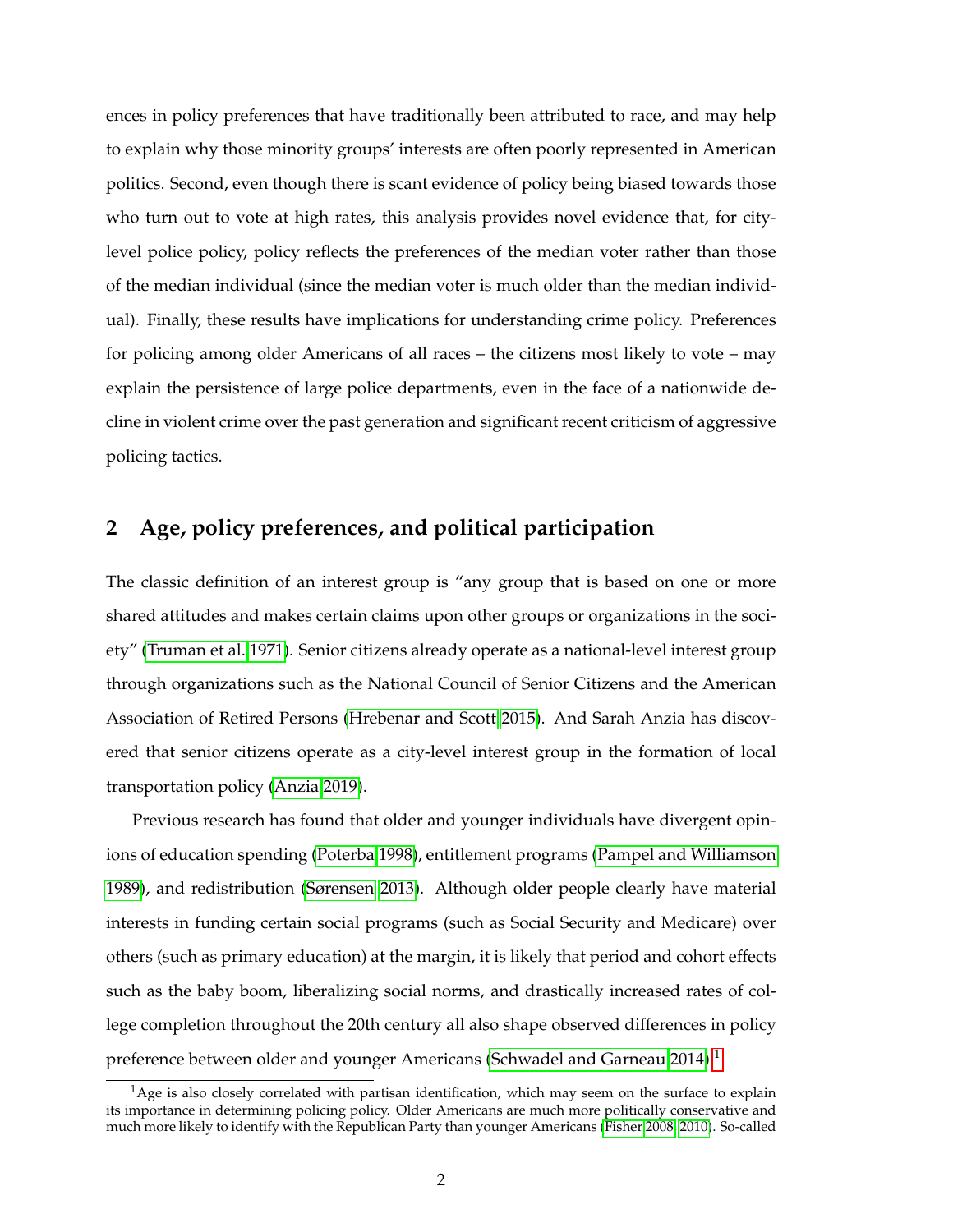ences in policy preferences that have traditionally been attributed to race, and may help to explain why those minority groups' interests are often poorly represented in American politics. Second, even though there is scant evidence of policy being biased towards those who turn out to vote at high rates, this analysis provides novel evidence that, for city-level police policy, policy reflects the preferences of the median voter rather than those of the median individual (since the median voter is much older than the median individual). Finally, these results have implications for understanding crime policy. Preferences for policing among older Americans of all races – the citizens most likely to vote – may explain the persistence of large police departments, even in the face of a nationwide decline in violent crime over the past generation and significant recent criticism of aggressive policing tactics.

## 2 Age, policy preferences, and political participation

The classic definition of an interest group is "any group that is based on one or more shared attitudes and makes certain claims upon other groups or organizations in the society" (Truman et al. 1971). Senior citizens already operate as a national-level interest group through organizations such as the National Council of Senior Citizens and the American Association of Retired Persons (Hrebenar and Scott 2015). And Sarah Anzia has discovered that senior citizens operate as a city-level interest group in the formation of local transportation policy (Anzia 2019).

Previous research has found that older and younger individuals have divergent opinions of education spending (Poterba 1998), entitlement programs (Pampel and Williamson 1989), and redistribution (Sørensen 2013). Although older people clearly have material interests in funding certain social programs (such as Social Security and Medicare) over others (such as primary education) at the margin, it is likely that period and cohort effects such as the baby boom, liberalizing social norms, and drastically increased rates of college completion throughout the 20th century all also shape observed differences in policy preference between older and younger Americans (Schwadel and Garneau 2014).[1]

[1] Age is also closely correlated with partisan identification, which may seem on the surface to explain its importance in determining policing policy. Older Americans are much more politically conservative and much more likely to identify with the Republican Party than younger Americans (Fisher 2008, 2010). So-called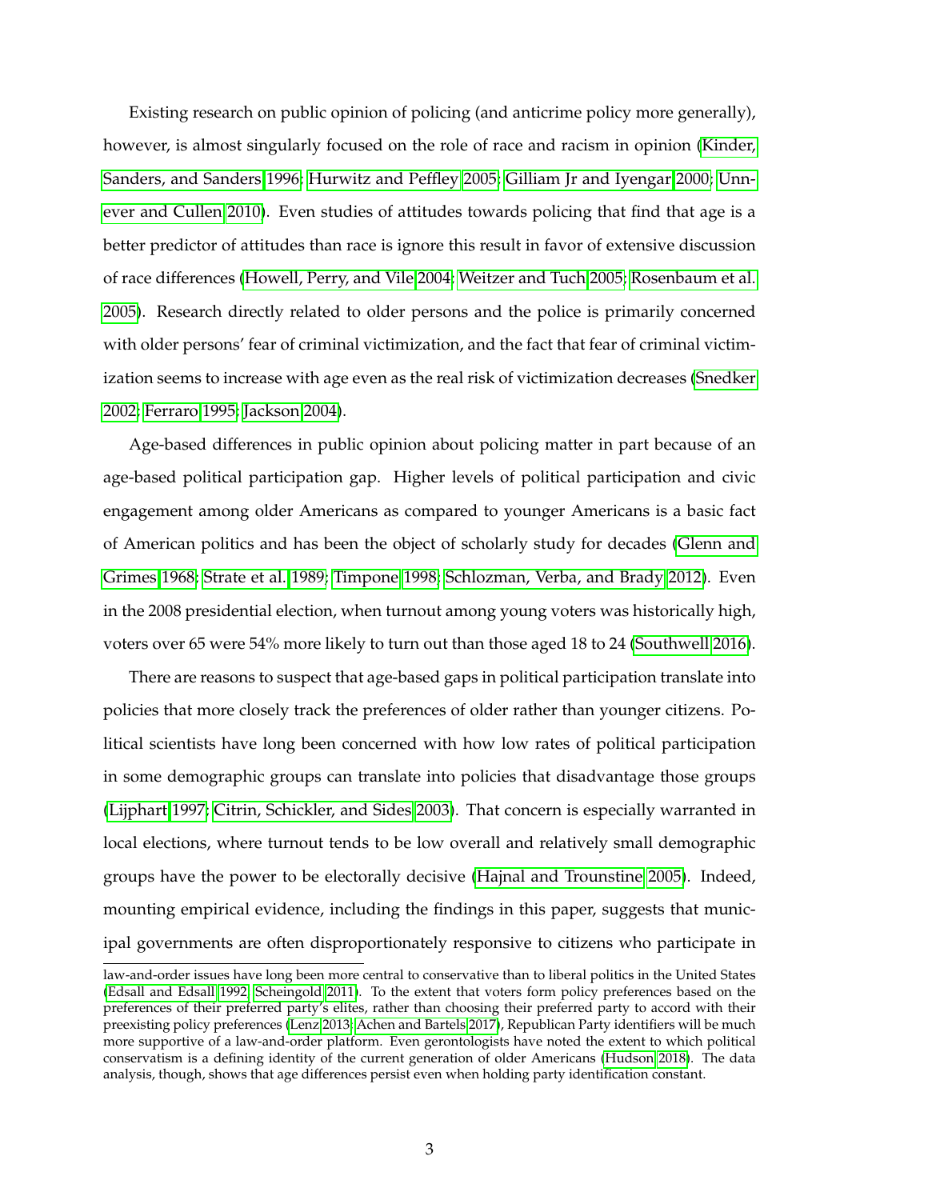Existing research on public opinion of policing (and anticrime policy more generally), however, is almost singularly focused on the role of race and racism in opinion (Kinder, Sanders, and Sanders 1996; Hurwitz and Peffley 2005; Gilliam Jr and Iyengar 2000; Unnever and Cullen 2010). Even studies of attitudes towards policing that find that age is a better predictor of attitudes than race is ignore this result in favor of extensive discussion of race differences (Howell, Perry, and Vile 2004; Weitzer and Tuch 2005; Rosenbaum et al. 2005). Research directly related to older persons and the police is primarily concerned with older persons' fear of criminal victimization, and the fact that fear of criminal victimization seems to increase with age even as the real risk of victimization decreases (Snedker 2002; Ferraro 1995; Jackson 2004).

Age-based differences in public opinion about policing matter in part because of an age-based political participation gap. Higher levels of political participation and civic engagement among older Americans as compared to younger Americans is a basic fact of American politics and has been the object of scholarly study for decades (Glenn and Grimes 1968; Strate et al. 1989; Timpone 1998; Schlozman, Verba, and Brady 2012). Even in the 2008 presidential election, when turnout among young voters was historically high, voters over 65 were 54% more likely to turn out than those aged 18 to 24 (Southwell 2016).

There are reasons to suspect that age-based gaps in political participation translate into policies that more closely track the preferences of older rather than younger citizens. Political scientists have long been concerned with how low rates of political participation in some demographic groups can translate into policies that disadvantage those groups (Lijphart 1997; Citrin, Schickler, and Sides 2003). That concern is especially warranted in local elections, where turnout tends to be low overall and relatively small demographic groups have the power to be electorally decisive (Hajnal and Trounstine 2005). Indeed, mounting empirical evidence, including the findings in this paper, suggests that municipal governments are often disproportionately responsive to citizens who participate in

law-and-order issues have long been more central to conservative than to liberal politics in the United States (Edsall and Edsall 1992; Scheingold 2011). To the extent that voters form policy preferences based on the preferences of their preferred party's elites, rather than choosing their preferred party to accord with their preexisting policy preferences (Lenz 2013; Achen and Bartels 2017), Republican Party identifiers will be much more supportive of a law-and-order platform. Even gerontologists have noted the extent to which political conservatism is a defining identity of the current generation of older Americans (Hudson 2018). The data analysis, though, shows that age differences persist even when holding party identification constant.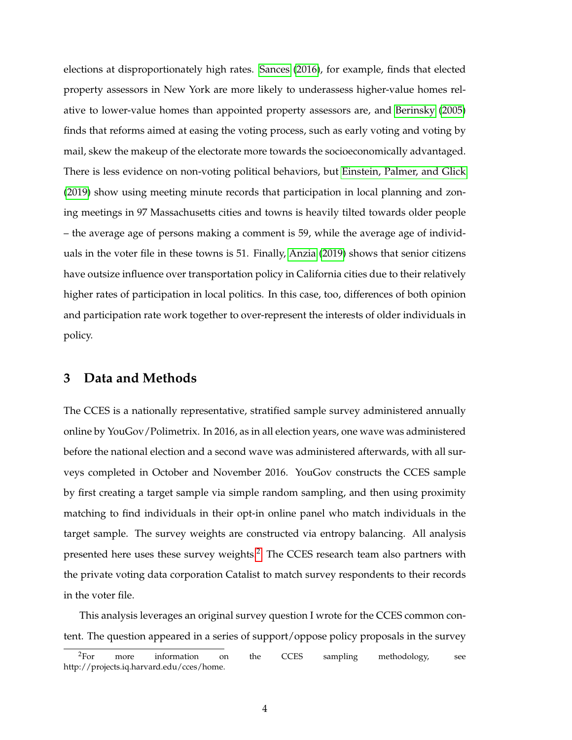elections at disproportionately high rates. Sances (2016), for example, finds that elected property assessors in New York are more likely to underassess higher-value homes relative to lower-value homes than appointed property assessors are, and Berinsky (2005) finds that reforms aimed at easing the voting process, such as early voting and voting by mail, skew the makeup of the electorate more towards the socioeconomically advantaged. There is less evidence on non-voting political behaviors, but Einstein, Palmer, and Glick (2019) show using meeting minute records that participation in local planning and zoning meetings in 97 Massachusetts cities and towns is heavily tilted towards older people – the average age of persons making a comment is 59, while the average age of individuals in the voter file in these towns is 51. Finally, Anzia (2019) shows that senior citizens have outsize influence over transportation policy in California cities due to their relatively higher rates of participation in local politics. In this case, too, differences of both opinion and participation rate work together to over-represent the interests of older individuals in policy.

## 3 Data and Methods

The CCES is a nationally representative, stratified sample survey administered annually online by YouGov/Polimetrix. In 2016, as in all election years, one wave was administered before the national election and a second wave was administered afterwards, with all surveys completed in October and November 2016. YouGov constructs the CCES sample by first creating a target sample via simple random sampling, and then using proximity matching to find individuals in their opt-in online panel who match individuals in the target sample. The survey weights are constructed via entropy balancing. All analysis presented here uses these survey weights.[2] The CCES research team also partners with the private voting data corporation Catalist to match survey respondents to their records in the voter file.

This analysis leverages an original survey question I wrote for the CCES common content. The question appeared in a series of support/oppose policy proposals in the survey

[2] For more information on the CCES sampling methodology, see http://projects.iq.harvard.edu/cces/home.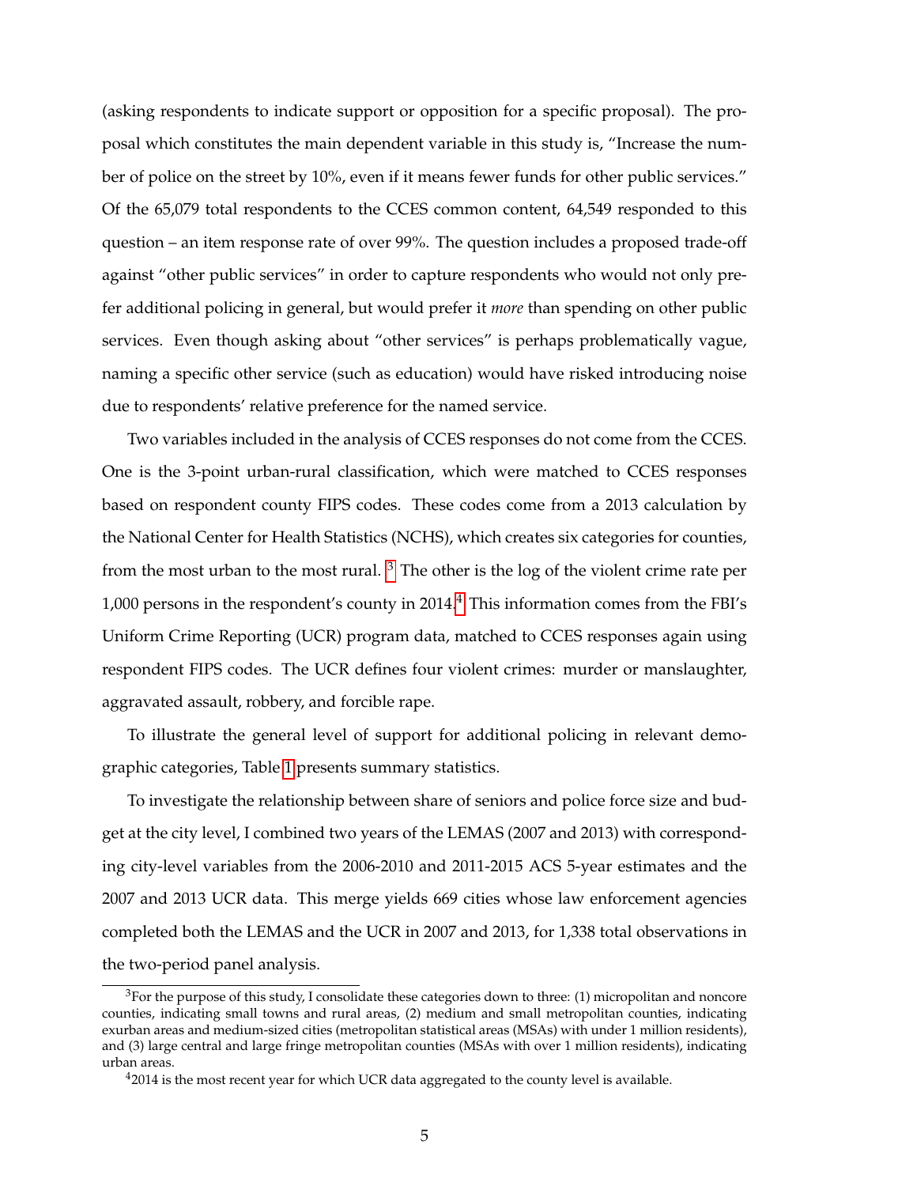(asking respondents to indicate support or opposition for a specific proposal). The proposal which constitutes the main dependent variable in this study is, "Increase the number of police on the street by 10%, even if it means fewer funds for other public services." Of the 65,079 total respondents to the CCES common content, 64,549 responded to this question – an item response rate of over 99%. The question includes a proposed trade-off against "other public services" in order to capture respondents who would not only prefer additional policing in general, but would prefer it *more* than spending on other public services. Even though asking about "other services" is perhaps problematically vague, naming a specific other service (such as education) would have risked introducing noise due to respondents' relative preference for the named service.

Two variables included in the analysis of CCES responses do not come from the CCES. One is the 3-point urban-rural classification, which were matched to CCES responses based on respondent county FIPS codes. These codes come from a 2013 calculation by the National Center for Health Statistics (NCHS), which creates six categories for counties, from the most urban to the most rural. [3] The other is the log of the violent crime rate per 1,000 persons in the respondent's county in 2014.[4] This information comes from the FBI's Uniform Crime Reporting (UCR) program data, matched to CCES responses again using respondent FIPS codes. The UCR defines four violent crimes: murder or manslaughter, aggravated assault, robbery, and forcible rape.

To illustrate the general level of support for additional policing in relevant demographic categories, Table 1 presents summary statistics.

To investigate the relationship between share of seniors and police force size and budget at the city level, I combined two years of the LEMAS (2007 and 2013) with corresponding city-level variables from the 2006-2010 and 2011-2015 ACS 5-year estimates and the 2007 and 2013 UCR data. This merge yields 669 cities whose law enforcement agencies completed both the LEMAS and the UCR in 2007 and 2013, for 1,338 total observations in the two-period panel analysis.

[3]For the purpose of this study, I consolidate these categories down to three: (1) micropolitan and noncore counties, indicating small towns and rural areas, (2) medium and small metropolitan counties, indicating exurban areas and medium-sized cities (metropolitan statistical areas (MSAs) with under 1 million residents), and (3) large central and large fringe metropolitan counties (MSAs with over 1 million residents), indicating urban areas.

[4]2014 is the most recent year for which UCR data aggregated to the county level is available.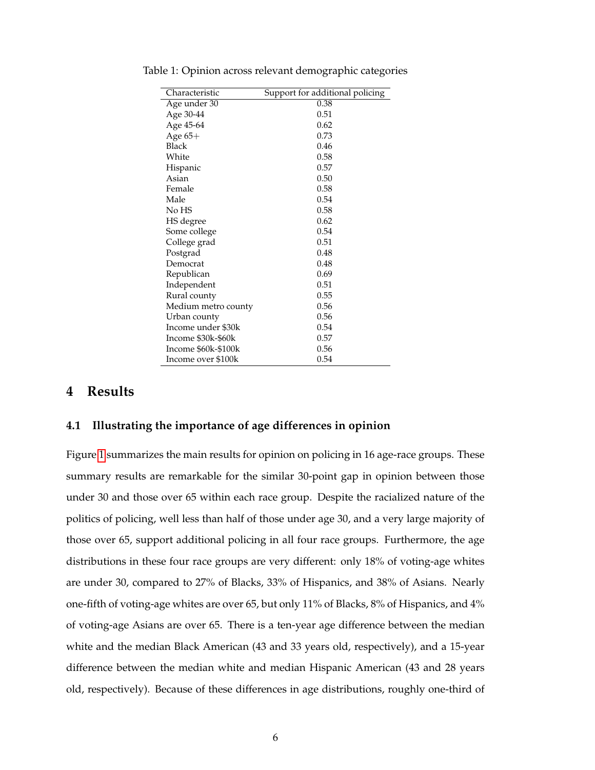Table 1: Opinion across relevant demographic categories

| Characteristic | Support for additional policing |
|---|---|
| Age under 30 | 0.38 |
| Age 30-44 | 0.51 |
| Age 45-64 | 0.62 |
| Age 65+ | 0.73 |
| Black | 0.46 |
| White | 0.58 |
| Hispanic | 0.57 |
| Asian | 0.50 |
| Female | 0.58 |
| Male | 0.54 |
| No HS | 0.58 |
| HS degree | 0.62 |
| Some college | 0.54 |
| College grad | 0.51 |
| Postgrad | 0.48 |
| Democrat | 0.48 |
| Republican | 0.69 |
| Independent | 0.51 |
| Rural county | 0.55 |
| Medium metro county | 0.56 |
| Urban county | 0.56 |
| Income under $30k | 0.54 |
| Income $30k-$60k | 0.57 |
| Income $60k-$100k | 0.56 |
| Income over $100k | 0.54 |

# 4 Results

## 4.1 Illustrating the importance of age differences in opinion

Figure 1 summarizes the main results for opinion on policing in 16 age-race groups. These summary results are remarkable for the similar 30-point gap in opinion between those under 30 and those over 65 within each race group. Despite the racialized nature of the politics of policing, well less than half of those under age 30, and a very large majority of those over 65, support additional policing in all four race groups. Furthermore, the age distributions in these four race groups are very different: only 18% of voting-age whites are under 30, compared to 27% of Blacks, 33% of Hispanics, and 38% of Asians. Nearly one-fifth of voting-age whites are over 65, but only 11% of Blacks, 8% of Hispanics, and 4% of voting-age Asians are over 65. There is a ten-year age difference between the median white and the median Black American (43 and 33 years old, respectively), and a 15-year difference between the median white and median Hispanic American (43 and 28 years old, respectively). Because of these differences in age distributions, roughly one-third of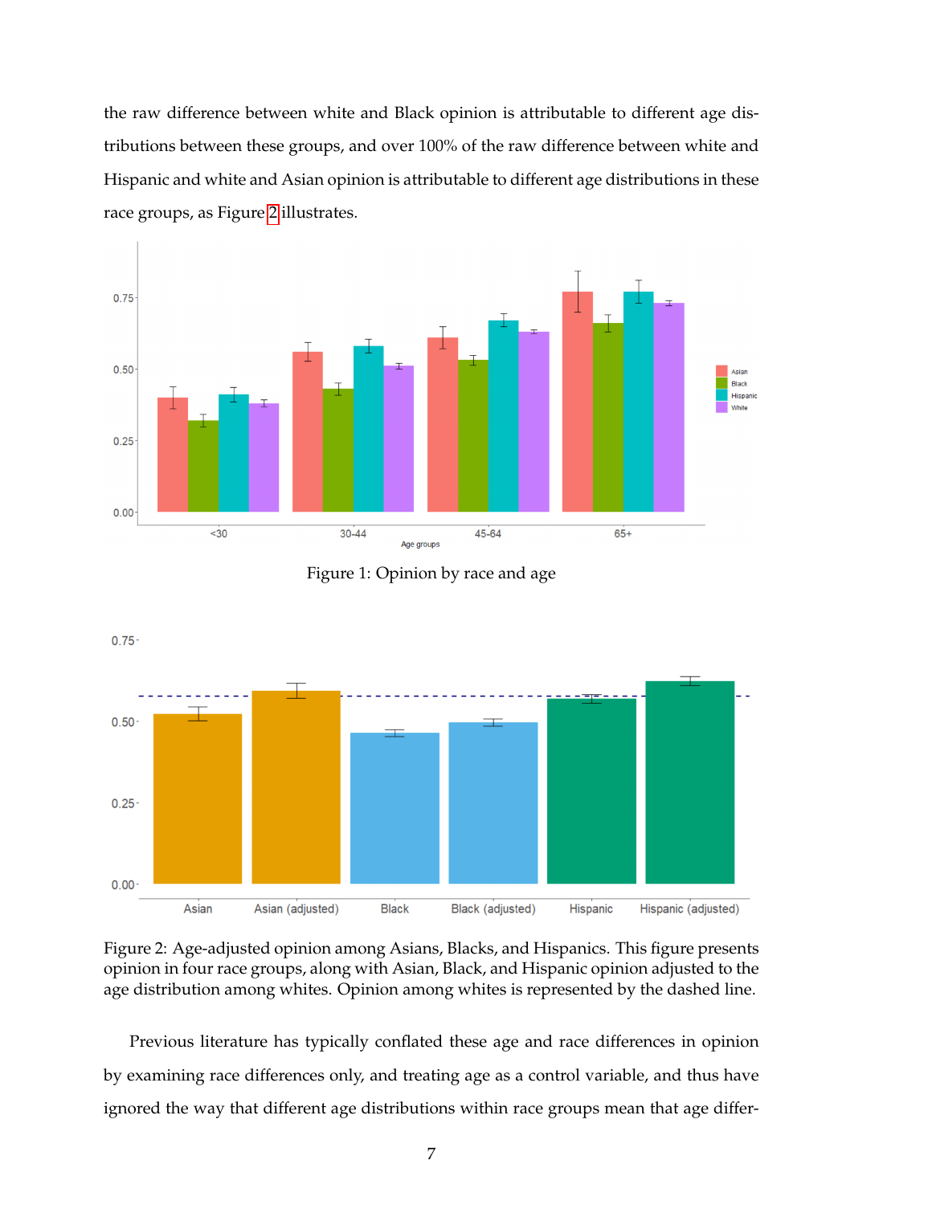the raw difference between white and Black opinion is attributable to different age distributions between these groups, and over 100% of the raw difference between white and Hispanic and white and Asian opinion is attributable to different age distributions in these race groups, as Figure 2 illustrates.

Figure 1: Opinion by race and age

Figure 2: Age-adjusted opinion among Asians, Blacks, and Hispanics. This figure presents opinion in four race groups, along with Asian, Black, and Hispanic opinion adjusted to the age distribution among whites. Opinion among whites is represented by the dashed line.

Previous literature has typically conflated these age and race differences in opinion by examining race differences only, and treating age as a control variable, and thus have ignored the way that different age distributions within race groups mean that age differ-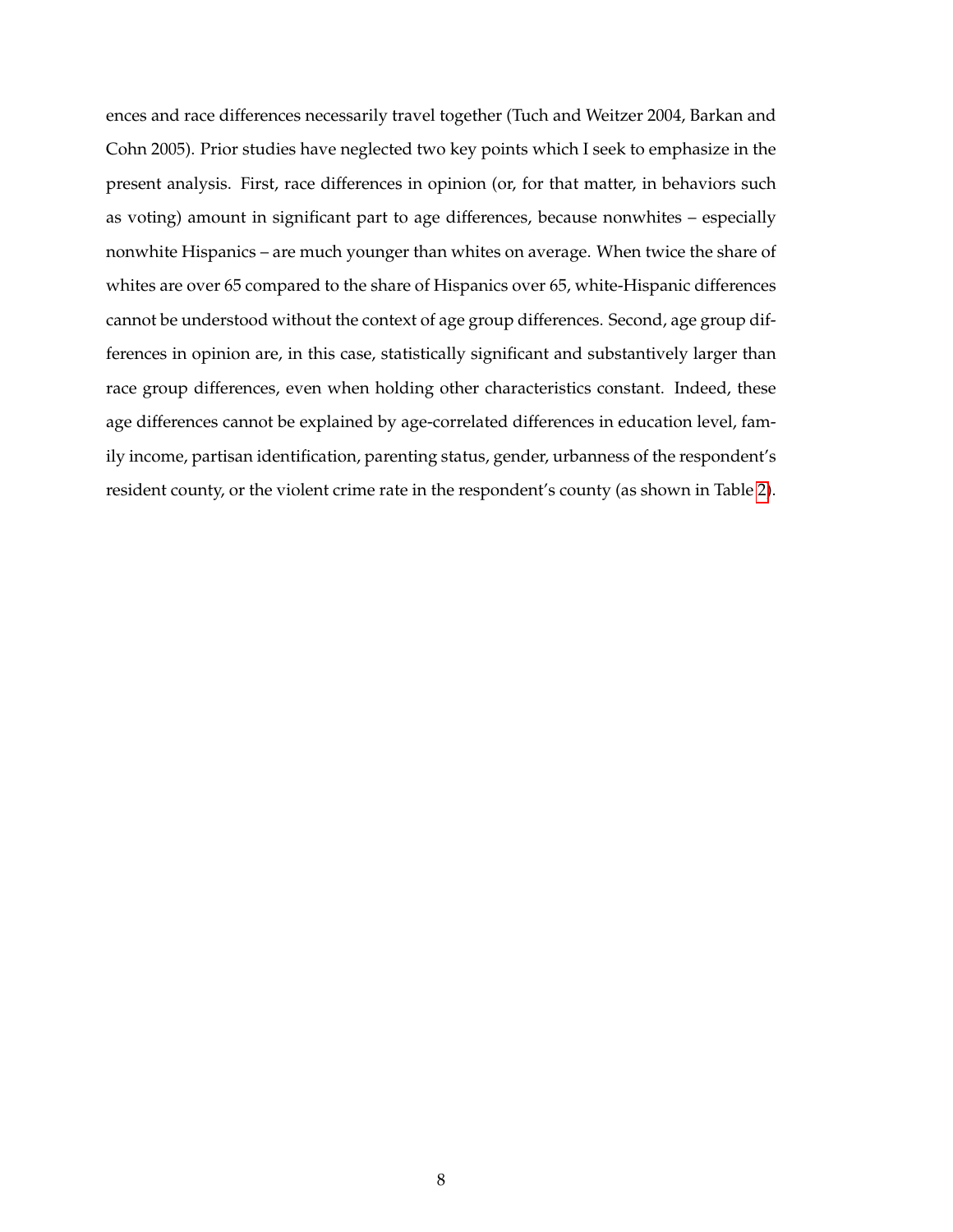ences and race differences necessarily travel together (Tuch and Weitzer 2004, Barkan and Cohn 2005). Prior studies have neglected two key points which I seek to emphasize in the present analysis. First, race differences in opinion (or, for that matter, in behaviors such as voting) amount in significant part to age differences, because nonwhites – especially nonwhite Hispanics – are much younger than whites on average. When twice the share of whites are over 65 compared to the share of Hispanics over 65, white-Hispanic differences cannot be understood without the context of age group differences. Second, age group differences in opinion are, in this case, statistically significant and substantively larger than race group differences, even when holding other characteristics constant. Indeed, these age differences cannot be explained by age-correlated differences in education level, family income, partisan identification, parenting status, gender, urbanness of the respondent's resident county, or the violent crime rate in the respondent's county (as shown in Table 2).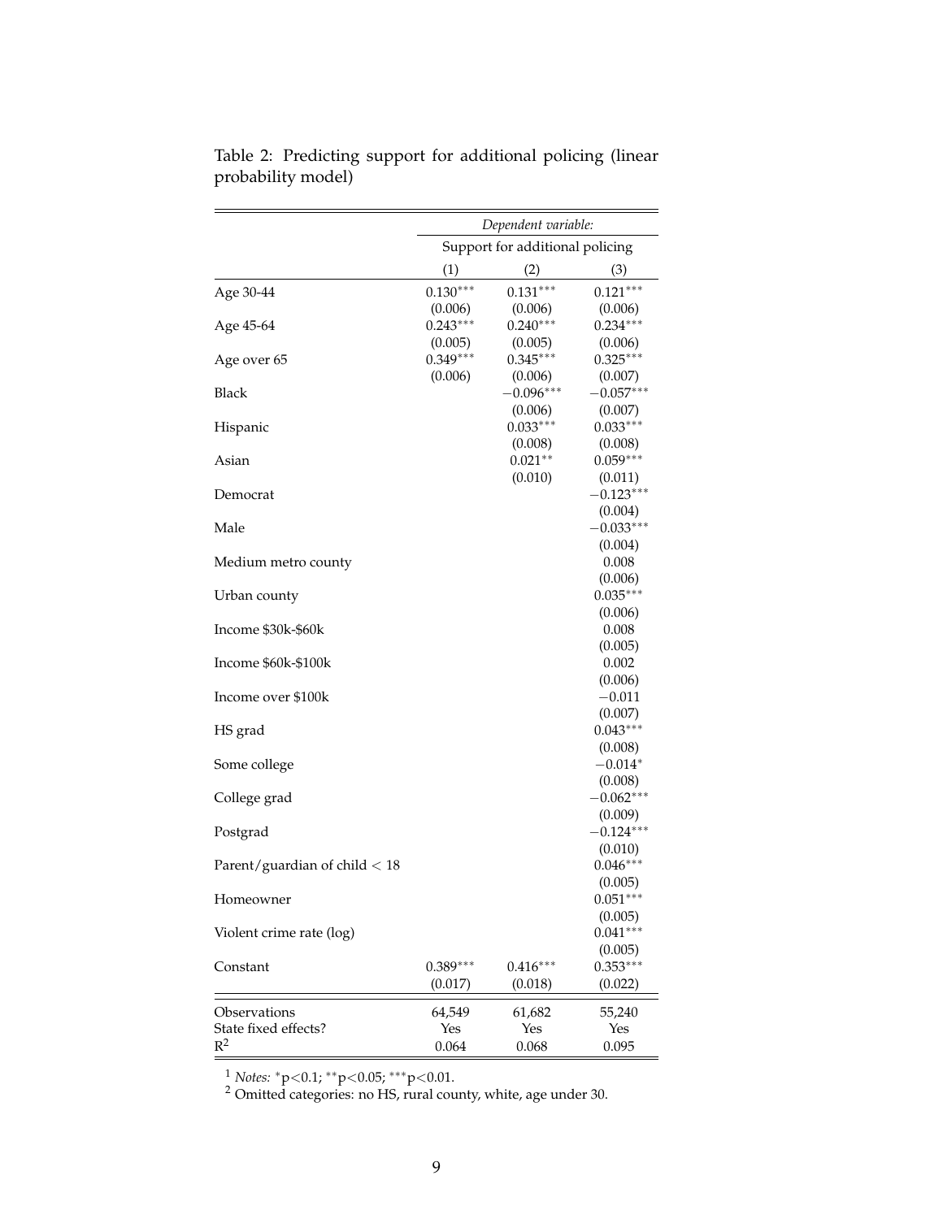Table 2: Predicting support for additional policing (linear probability model)

| | *Dependent variable:* | | |
|---|---|---|---|
| | Support for additional policing | | |
| | (1) | (2) | (3) |
| Age 30-44 | $0.130^{***}$ | $0.131^{***}$ | $0.121^{***}$ |
| | (0.006) | (0.006) | (0.006) |
| Age 45-64 | $0.243^{***}$ | $0.240^{***}$ | $0.234^{***}$ |
| | (0.005) | (0.005) | (0.006) |
| Age over 65 | $0.349^{***}$ | $0.345^{***}$ | $0.325^{***}$ |
| | (0.006) | (0.006) | (0.007) |
| Black | | $-0.096^{***}$ | $-0.057^{***}$ |
| | | (0.006) | (0.007) |
| Hispanic | | $0.033^{***}$ | $0.033^{***}$ |
| | | (0.008) | (0.008) |
| Asian | | $0.021^{**}$ | $0.059^{***}$ |
| | | (0.010) | (0.011) |
| Democrat | | | $-0.123^{***}$ |
| | | | (0.004) |
| Male | | | $-0.033^{***}$ |
| | | | (0.004) |
| Medium metro county | | | 0.008 |
| | | | (0.006) |
| Urban county | | | $0.035^{***}$ |
| | | | (0.006) |
| Income \$30k-\$60k | | | 0.008 |
| | | | (0.005) |
| Income \$60k-\$100k | | | 0.002 |
| | | | (0.006) |
| Income over \$100k | | | $-0.011$ |
| | | | (0.007) |
| HS grad | | | $0.043^{***}$ |
| | | | (0.008) |
| Some college | | | $-0.014^{*}$ |
| | | | (0.008) |
| College grad | | | $-0.062^{***}$ |
| | | | (0.009) |
| Postgrad | | | $-0.124^{***}$ |
| | | | (0.010) |
| Parent/guardian of child < 18 | | | $0.046^{***}$ |
| | | | (0.005) |
| Homeowner | | | $0.051^{***}$ |
| | | | (0.005) |
| Violent crime rate (log) | | | $0.041^{***}$ |
| | | | (0.005) |
| Constant | $0.389^{***}$ | $0.416^{***}$ | $0.353^{***}$ |
| | (0.017) | (0.018) | (0.022) |
| Observations | 64,549 | 61,682 | 55,240 |
| State fixed effects? | Yes | Yes | Yes |
| $R^2$ | 0.064 | 0.068 | 0.095 |

[1] *Notes:* $^{*}p<0.1$; $^{**}p<0.05$; $^{***}p<0.01$.

[2] Omitted categories: no HS, rural county, white, age under 30.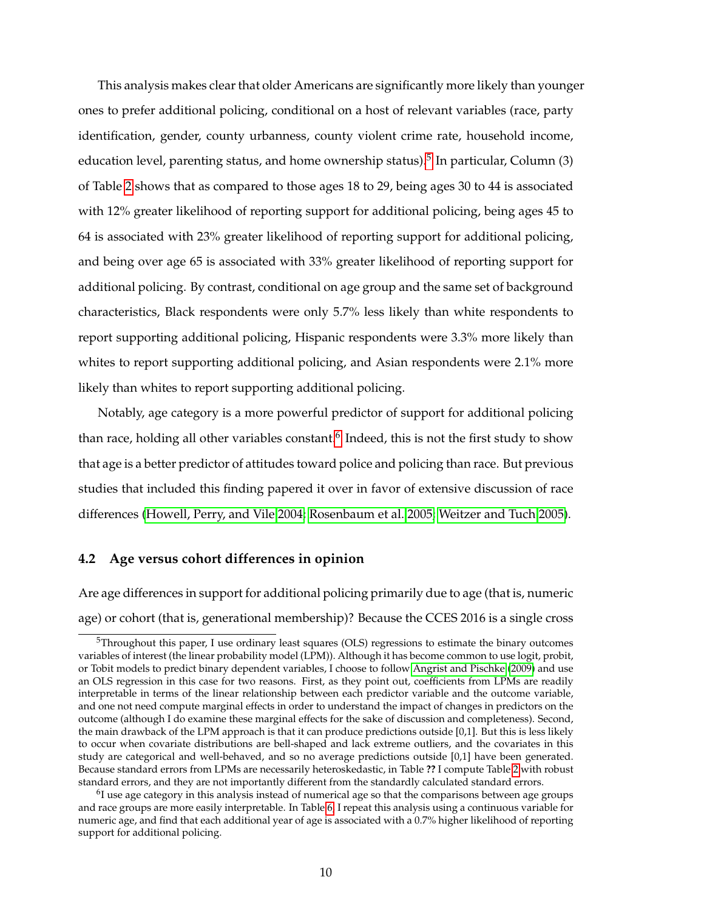This analysis makes clear that older Americans are significantly more likely than younger ones to prefer additional policing, conditional on a host of relevant variables (race, party identification, gender, county urbanness, county violent crime rate, household income, education level, parenting status, and home ownership status).[5] In particular, Column (3) of Table 2 shows that as compared to those ages 18 to 29, being ages 30 to 44 is associated with 12% greater likelihood of reporting support for additional policing, being ages 45 to 64 is associated with 23% greater likelihood of reporting support for additional policing, and being over age 65 is associated with 33% greater likelihood of reporting support for additional policing. By contrast, conditional on age group and the same set of background characteristics, Black respondents were only 5.7% less likely than white respondents to report supporting additional policing, Hispanic respondents were 3.3% more likely than whites to report supporting additional policing, and Asian respondents were 2.1% more likely than whites to report supporting additional policing.

Notably, age category is a more powerful predictor of support for additional policing than race, holding all other variables constant.[6] Indeed, this is not the first study to show that age is a better predictor of attitudes toward police and policing than race. But previous studies that included this finding papered it over in favor of extensive discussion of race differences (Howell, Perry, and Vile 2004; Rosenbaum et al. 2005; Weitzer and Tuch 2005).

### 4.2 Age versus cohort differences in opinion

Are age differences in support for additional policing primarily due to age (that is, numeric age) or cohort (that is, generational membership)? Because the CCES 2016 is a single cross

---

[5] Throughout this paper, I use ordinary least squares (OLS) regressions to estimate the binary outcomes variables of interest (the linear probability model (LPM)). Although it has become common to use logit, probit, or Tobit models to predict binary dependent variables, I choose to follow Angrist and Pischke (2009) and use an OLS regression in this case for two reasons. First, as they point out, coefficients from LPMs are readily interpretable in terms of the linear relationship between each predictor variable and the outcome variable, and one not need compute marginal effects in order to understand the impact of changes in predictors on the outcome (although I do examine these marginal effects for the sake of discussion and completeness). Second, the main drawback of the LPM approach is that it can produce predictions outside [0,1]. But this is less likely to occur when covariate distributions are bell-shaped and lack extreme outliers, and the covariates in this study are categorical and well-behaved, and so no average predictions outside [0,1] have been generated. Because standard errors from LPMs are necessarily heteroskedastic, in Table **??** I compute Table 2 with robust standard errors, and they are not importantly different from the standardly calculated standard errors.

[6] I use age category in this analysis instead of numerical age so that the comparisons between age groups and race groups are more easily interpretable. In Table 6, I repeat this analysis using a continuous variable for numeric age, and find that each additional year of age is associated with a 0.7% higher likelihood of reporting support for additional policing.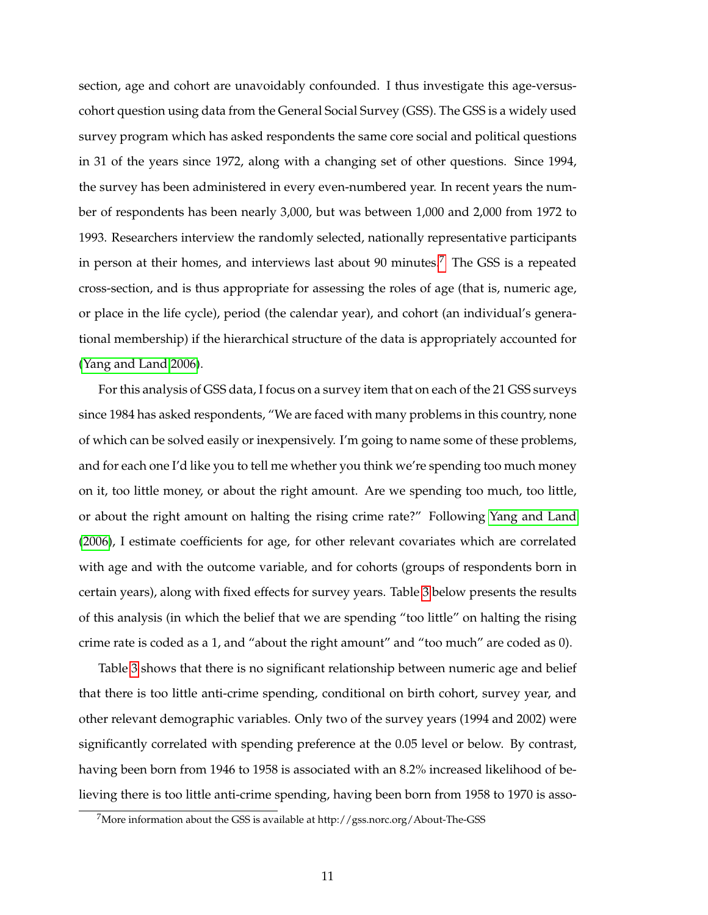section, age and cohort are unavoidably confounded. I thus investigate this age-versus-cohort question using data from the General Social Survey (GSS). The GSS is a widely used survey program which has asked respondents the same core social and political questions in 31 of the years since 1972, along with a changing set of other questions. Since 1994, the survey has been administered in every even-numbered year. In recent years the number of respondents has been nearly 3,000, but was between 1,000 and 2,000 from 1972 to 1993. Researchers interview the randomly selected, nationally representative participants in person at their homes, and interviews last about 90 minutes.[7] The GSS is a repeated cross-section, and is thus appropriate for assessing the roles of age (that is, numeric age, or place in the life cycle), period (the calendar year), and cohort (an individual's generational membership) if the hierarchical structure of the data is appropriately accounted for (Yang and Land 2006).

For this analysis of GSS data, I focus on a survey item that on each of the 21 GSS surveys since 1984 has asked respondents, "We are faced with many problems in this country, none of which can be solved easily or inexpensively. I'm going to name some of these problems, and for each one I'd like you to tell me whether you think we're spending too much money on it, too little money, or about the right amount. Are we spending too much, too little, or about the right amount on halting the rising crime rate?" Following Yang and Land (2006), I estimate coefficients for age, for other relevant covariates which are correlated with age and with the outcome variable, and for cohorts (groups of respondents born in certain years), along with fixed effects for survey years. Table 3 below presents the results of this analysis (in which the belief that we are spending "too little" on halting the rising crime rate is coded as a 1, and "about the right amount" and "too much" are coded as 0).

Table 3 shows that there is no significant relationship between numeric age and belief that there is too little anti-crime spending, conditional on birth cohort, survey year, and other relevant demographic variables. Only two of the survey years (1994 and 2002) were significantly correlated with spending preference at the 0.05 level or below. By contrast, having been born from 1946 to 1958 is associated with an 8.2% increased likelihood of believing there is too little anti-crime spending, having been born from 1958 to 1970 is asso-

[7] More information about the GSS is available at http://gss.norc.org/About-The-GSS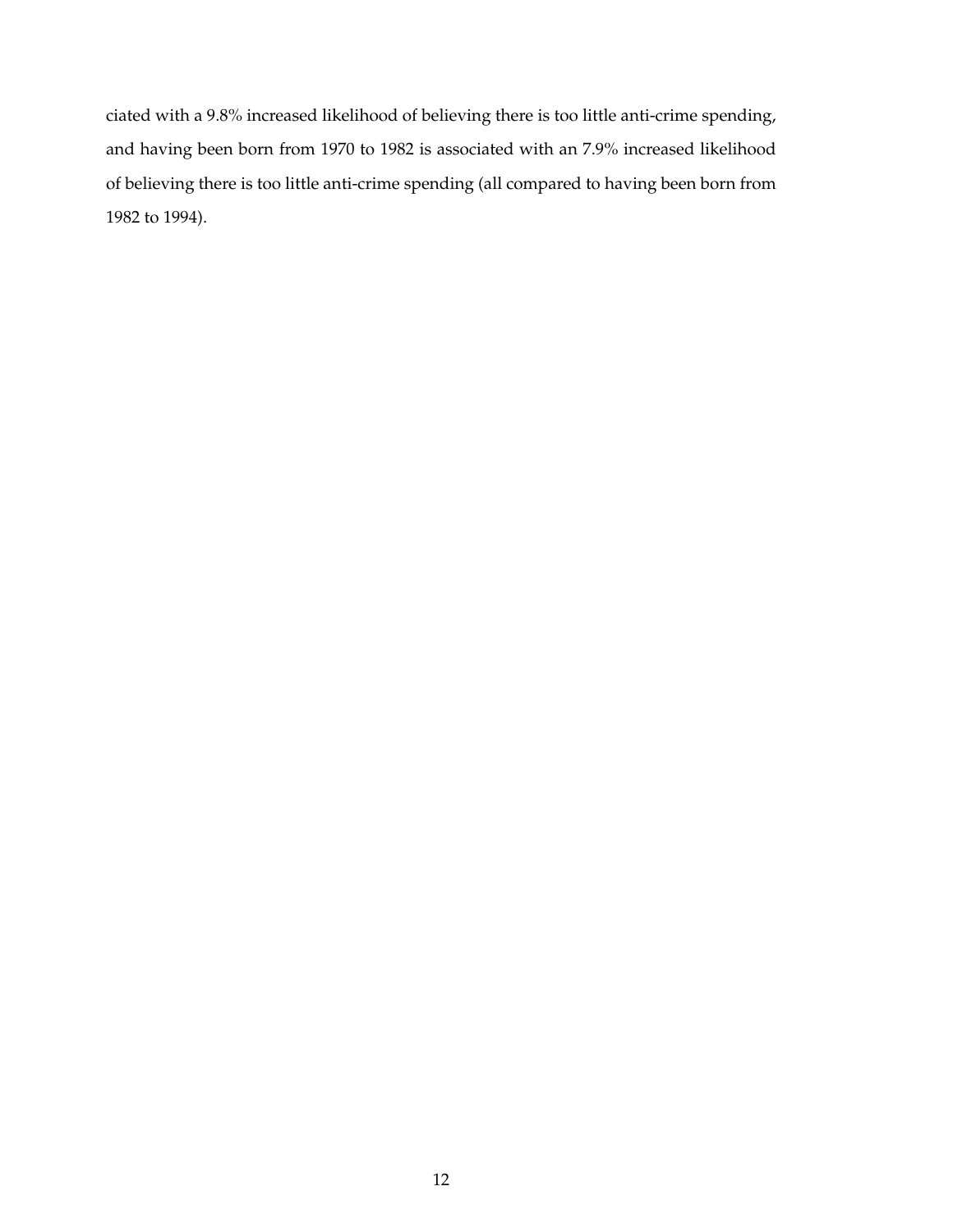ciated with a 9.8% increased likelihood of believing there is too little anti-crime spending, and having been born from 1970 to 1982 is associated with an 7.9% increased likelihood of believing there is too little anti-crime spending (all compared to having been born from 1982 to 1994).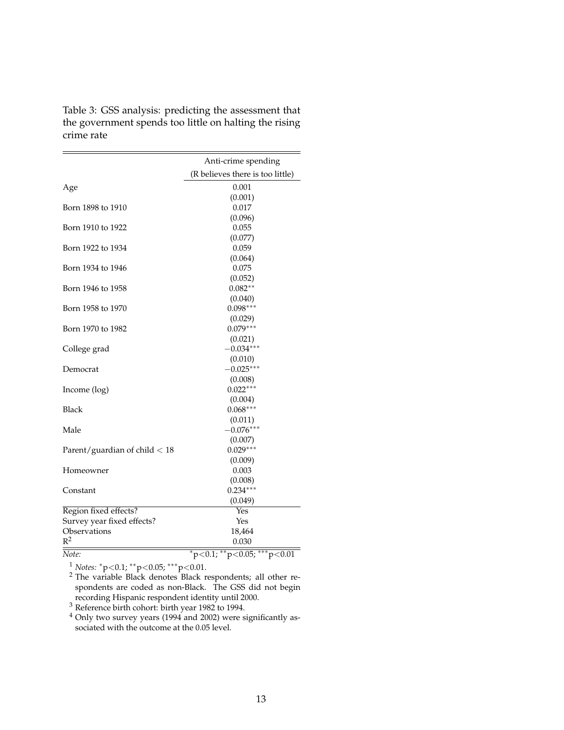Table 3: GSS analysis: predicting the assessment that the government spends too little on halting the rising crime rate

| | Anti-crime spending (R believes there is too little) |
|---|---|
| Age | 0.001 |
| | (0.001) |
| Born 1898 to 1910 | 0.017 |
| | (0.096) |
| Born 1910 to 1922 | 0.055 |
| | (0.077) |
| Born 1922 to 1934 | 0.059 |
| | (0.064) |
| Born 1934 to 1946 | 0.075 |
| | (0.052) |
| Born 1946 to 1958 | 0.082** |
| | (0.040) |
| Born 1958 to 1970 | 0.098*** |
| | (0.029) |
| Born 1970 to 1982 | 0.079*** |
| | (0.021) |
| College grad | −0.034*** |
| | (0.010) |
| Democrat | −0.025*** |
| | (0.008) |
| Income (log) | 0.022*** |
| | (0.004) |
| Black | 0.068*** |
| | (0.011) |
| Male | −0.076*** |
| | (0.007) |
| Parent/guardian of child < 18 | 0.029*** |
| | (0.009) |
| Homeowner | 0.003 |
| | (0.008) |
| Constant | 0.234*** |
| | (0.049) |
| Region fixed effects? | Yes |
| Survey year fixed effects? | Yes |
| Observations | 18,464 |
| $R^2$ | 0.030 |
| *Note:* | *p<0.1; **p<0.05; ***p<0.01 |

[1] *Notes:* *p<0.1; **p<0.05; ***p<0.01.

[2] The variable Black denotes Black respondents; all other respondents are coded as non-Black. The GSS did not begin recording Hispanic respondent identity until 2000.

[3] Reference birth cohort: birth year 1982 to 1994.

[4] Only two survey years (1994 and 2002) were significantly associated with the outcome at the 0.05 level.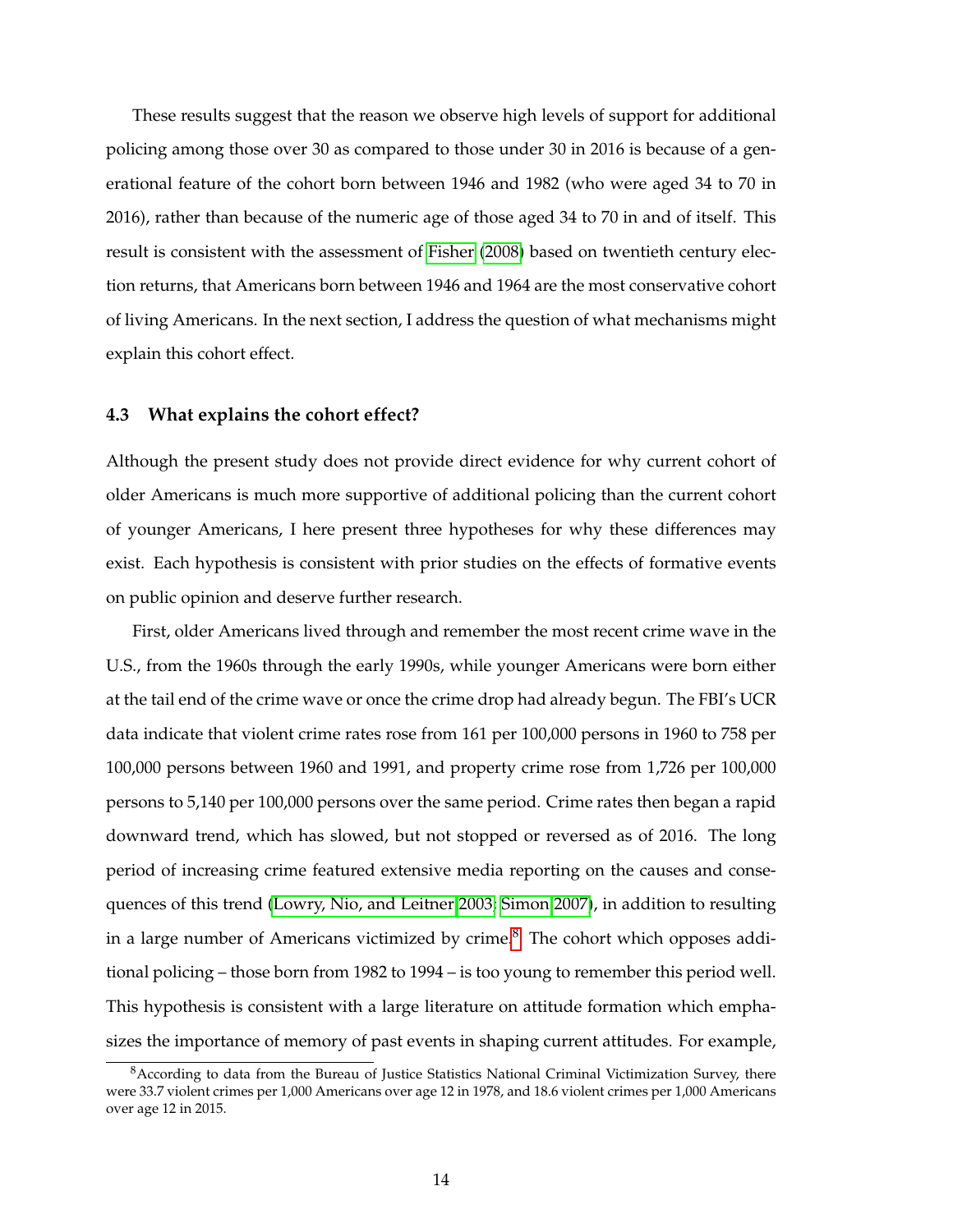These results suggest that the reason we observe high levels of support for additional policing among those over 30 as compared to those under 30 in 2016 is because of a generational feature of the cohort born between 1946 and 1982 (who were aged 34 to 70 in 2016), rather than because of the numeric age of those aged 34 to 70 in and of itself. This result is consistent with the assessment of Fisher (2008) based on twentieth century election returns, that Americans born between 1946 and 1964 are the most conservative cohort of living Americans. In the next section, I address the question of what mechanisms might explain this cohort effect.

### 4.3 What explains the cohort effect?

Although the present study does not provide direct evidence for why current cohort of older Americans is much more supportive of additional policing than the current cohort of younger Americans, I here present three hypotheses for why these differences may exist. Each hypothesis is consistent with prior studies on the effects of formative events on public opinion and deserve further research.

First, older Americans lived through and remember the most recent crime wave in the U.S., from the 1960s through the early 1990s, while younger Americans were born either at the tail end of the crime wave or once the crime drop had already begun. The FBI's UCR data indicate that violent crime rates rose from 161 per 100,000 persons in 1960 to 758 per 100,000 persons between 1960 and 1991, and property crime rose from 1,726 per 100,000 persons to 5,140 per 100,000 persons over the same period. Crime rates then began a rapid downward trend, which has slowed, but not stopped or reversed as of 2016. The long period of increasing crime featured extensive media reporting on the causes and consequences of this trend (Lowry, Nio, and Leitner 2003; Simon 2007), in addition to resulting in a large number of Americans victimized by crime.[8] The cohort which opposes additional policing – those born from 1982 to 1994 – is too young to remember this period well. This hypothesis is consistent with a large literature on attitude formation which emphasizes the importance of memory of past events in shaping current attitudes. For example,

[8] According to data from the Bureau of Justice Statistics National Criminal Victimization Survey, there were 33.7 violent crimes per 1,000 Americans over age 12 in 1978, and 18.6 violent crimes per 1,000 Americans over age 12 in 2015.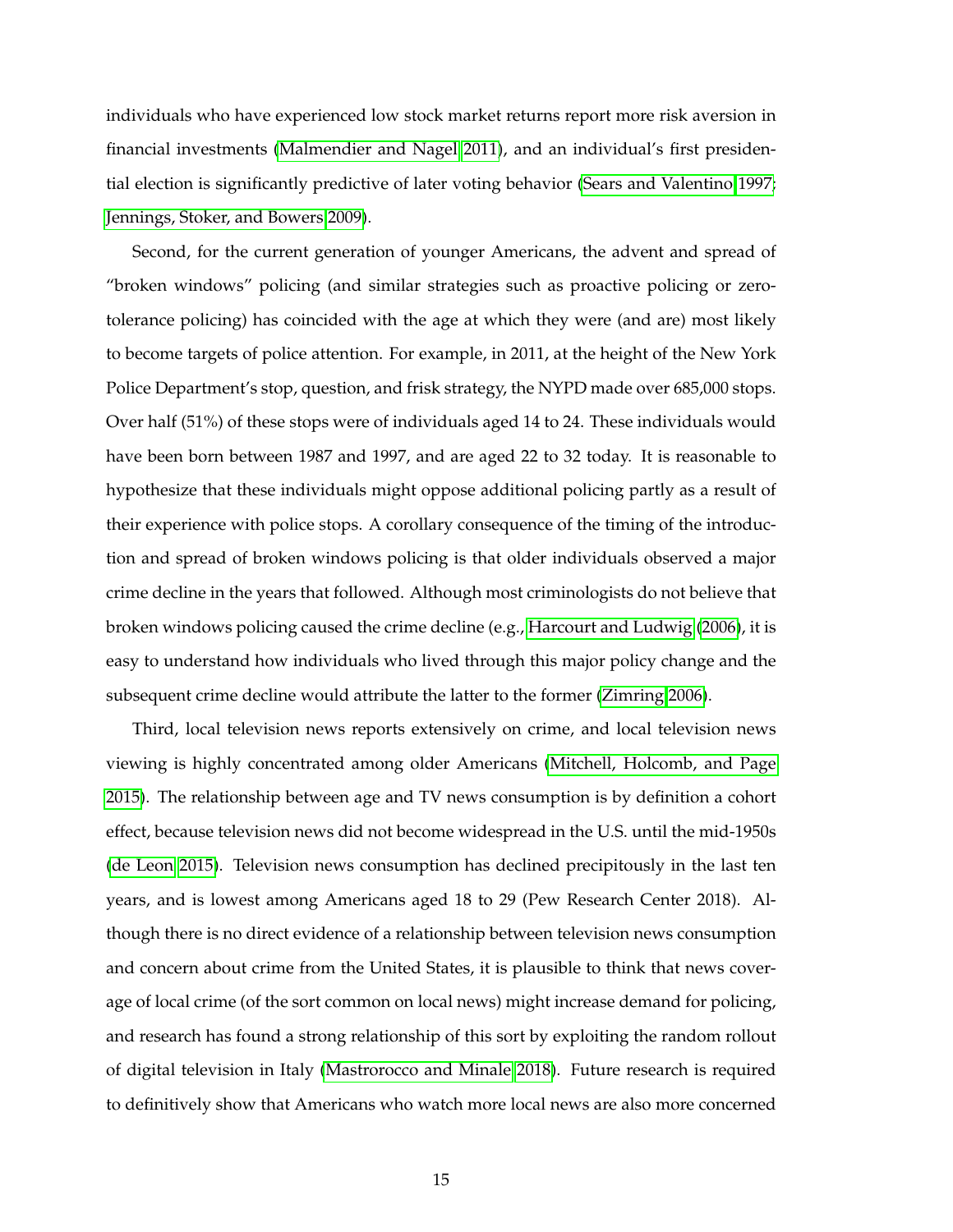individuals who have experienced low stock market returns report more risk aversion in financial investments (Malmendier and Nagel 2011), and an individual's first presidential election is significantly predictive of later voting behavior (Sears and Valentino 1997; Jennings, Stoker, and Bowers 2009).

Second, for the current generation of younger Americans, the advent and spread of "broken windows" policing (and similar strategies such as proactive policing or zero-tolerance policing) has coincided with the age at which they were (and are) most likely to become targets of police attention. For example, in 2011, at the height of the New York Police Department's stop, question, and frisk strategy, the NYPD made over 685,000 stops. Over half (51%) of these stops were of individuals aged 14 to 24. These individuals would have been born between 1987 and 1997, and are aged 22 to 32 today. It is reasonable to hypothesize that these individuals might oppose additional policing partly as a result of their experience with police stops. A corollary consequence of the timing of the introduction and spread of broken windows policing is that older individuals observed a major crime decline in the years that followed. Although most criminologists do not believe that broken windows policing caused the crime decline (e.g., Harcourt and Ludwig (2006), it is easy to understand how individuals who lived through this major policy change and the subsequent crime decline would attribute the latter to the former (Zimring 2006).

Third, local television news reports extensively on crime, and local television news viewing is highly concentrated among older Americans (Mitchell, Holcomb, and Page 2015). The relationship between age and TV news consumption is by definition a cohort effect, because television news did not become widespread in the U.S. until the mid-1950s (de Leon 2015). Television news consumption has declined precipitously in the last ten years, and is lowest among Americans aged 18 to 29 (Pew Research Center 2018). Although there is no direct evidence of a relationship between television news consumption and concern about crime from the United States, it is plausible to think that news coverage of local crime (of the sort common on local news) might increase demand for policing, and research has found a strong relationship of this sort by exploiting the random rollout of digital television in Italy (Mastrorocco and Minale 2018). Future research is required to definitively show that Americans who watch more local news are also more concerned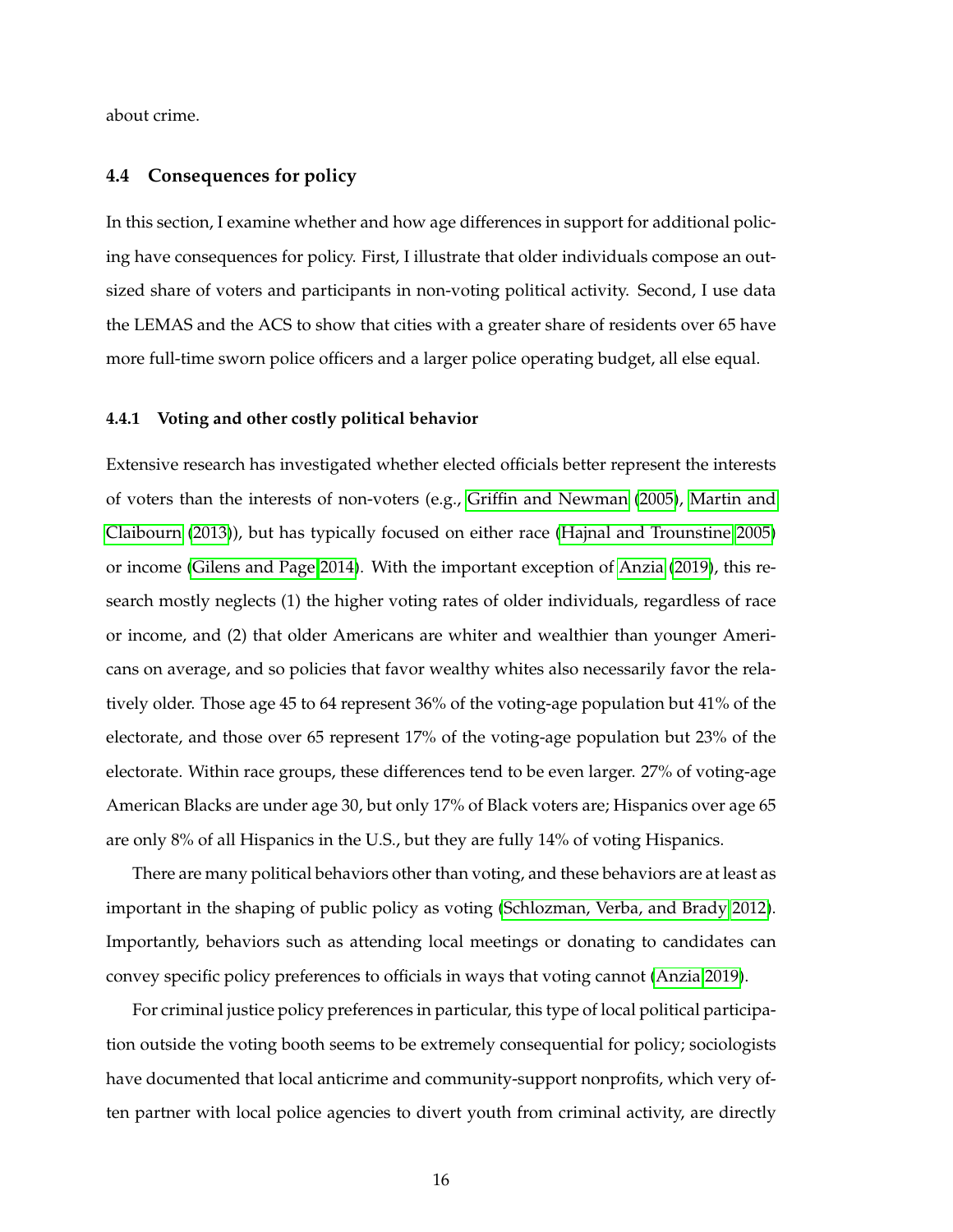about crime.

### 4.4 Consequences for policy

In this section, I examine whether and how age differences in support for additional policing have consequences for policy. First, I illustrate that older individuals compose an outsized share of voters and participants in non-voting political activity. Second, I use data the LEMAS and the ACS to show that cities with a greater share of residents over 65 have more full-time sworn police officers and a larger police operating budget, all else equal.

#### 4.4.1 Voting and other costly political behavior

Extensive research has investigated whether elected officials better represent the interests of voters than the interests of non-voters (e.g., Griffin and Newman (2005), Martin and Claibourn (2013)), but has typically focused on either race (Hajnal and Trounstine 2005) or income (Gilens and Page 2014). With the important exception of Anzia (2019), this research mostly neglects (1) the higher voting rates of older individuals, regardless of race or income, and (2) that older Americans are whiter and wealthier than younger Americans on average, and so policies that favor wealthy whites also necessarily favor the relatively older. Those age 45 to 64 represent 36% of the voting-age population but 41% of the electorate, and those over 65 represent 17% of the voting-age population but 23% of the electorate. Within race groups, these differences tend to be even larger. 27% of voting-age American Blacks are under age 30, but only 17% of Black voters are; Hispanics over age 65 are only 8% of all Hispanics in the U.S., but they are fully 14% of voting Hispanics.

There are many political behaviors other than voting, and these behaviors are at least as important in the shaping of public policy as voting (Schlozman, Verba, and Brady 2012). Importantly, behaviors such as attending local meetings or donating to candidates can convey specific policy preferences to officials in ways that voting cannot (Anzia 2019).

For criminal justice policy preferences in particular, this type of local political participation outside the voting booth seems to be extremely consequential for policy; sociologists have documented that local anticrime and community-support nonprofits, which very often partner with local police agencies to divert youth from criminal activity, are directly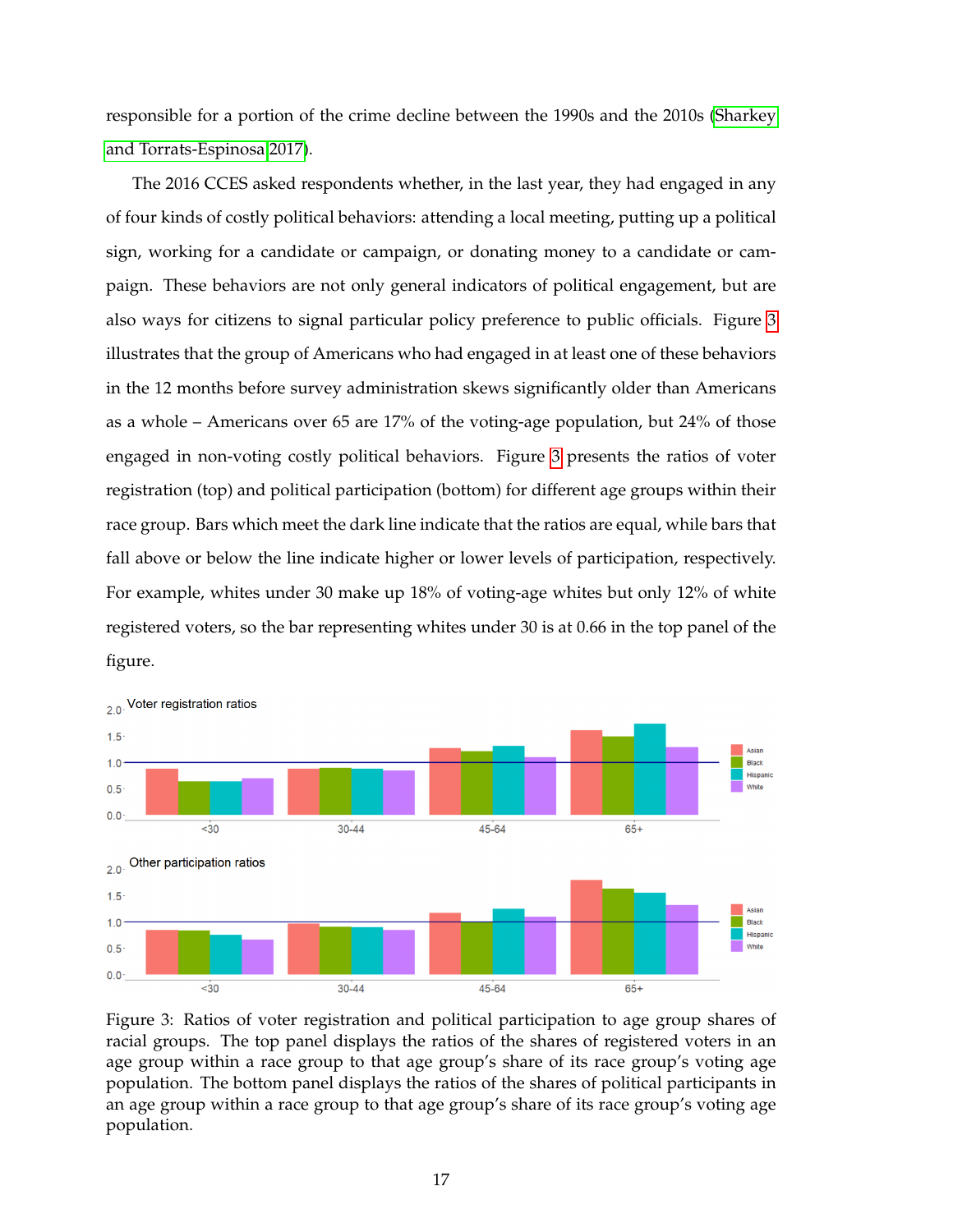responsible for a portion of the crime decline between the 1990s and the 2010s (Sharkey and Torrats-Espinosa 2017).

The 2016 CCES asked respondents whether, in the last year, they had engaged in any of four kinds of costly political behaviors: attending a local meeting, putting up a political sign, working for a candidate or campaign, or donating money to a candidate or campaign. These behaviors are not only general indicators of political engagement, but are also ways for citizens to signal particular policy preference to public officials. Figure 3 illustrates that the group of Americans who had engaged in at least one of these behaviors in the 12 months before survey administration skews significantly older than Americans as a whole – Americans over 65 are 17% of the voting-age population, but 24% of those engaged in non-voting costly political behaviors. Figure 3 presents the ratios of voter registration (top) and political participation (bottom) for different age groups within their race group. Bars which meet the dark line indicate that the ratios are equal, while bars that fall above or below the line indicate higher or lower levels of participation, respectively. For example, whites under 30 make up 18% of voting-age whites but only 12% of white registered voters, so the bar representing whites under 30 is at 0.66 in the top panel of the figure.

Figure 3: Ratios of voter registration and political participation to age group shares of racial groups. The top panel displays the ratios of the shares of registered voters in an age group within a race group to that age group's share of its race group's voting age population. The bottom panel displays the ratios of the shares of political participants in an age group within a race group to that age group's share of its race group's voting age population.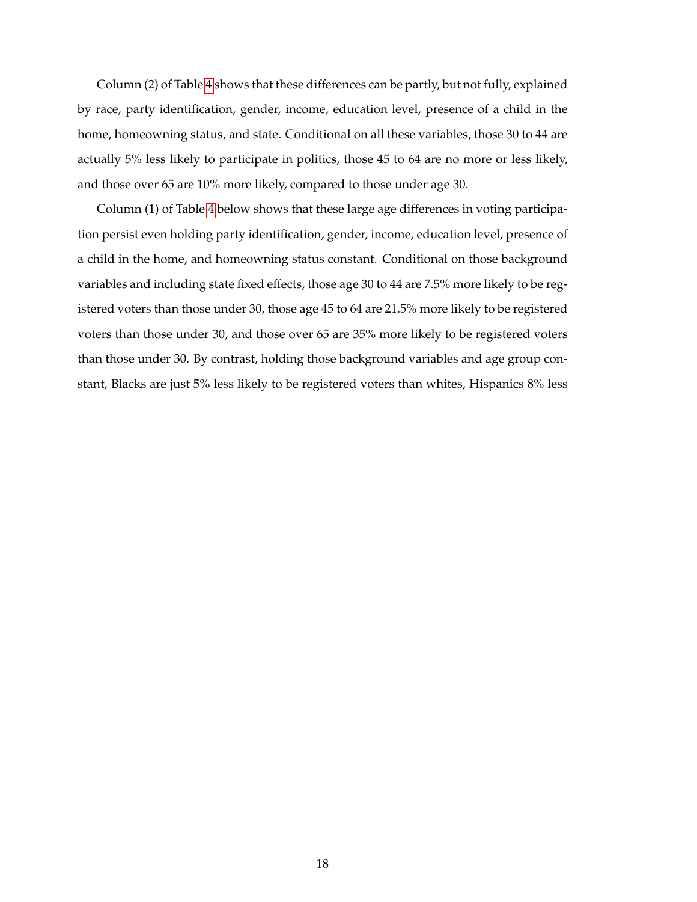Column (2) of Table 4 shows that these differences can be partly, but not fully, explained by race, party identification, gender, income, education level, presence of a child in the home, homeowning status, and state. Conditional on all these variables, those 30 to 44 are actually 5% less likely to participate in politics, those 45 to 64 are no more or less likely, and those over 65 are 10% more likely, compared to those under age 30.

Column (1) of Table 4 below shows that these large age differences in voting participation persist even holding party identification, gender, income, education level, presence of a child in the home, and homeowning status constant. Conditional on those background variables and including state fixed effects, those age 30 to 44 are 7.5% more likely to be registered voters than those under 30, those age 45 to 64 are 21.5% more likely to be registered voters than those under 30, and those over 65 are 35% more likely to be registered voters than those under 30. By contrast, holding those background variables and age group constant, Blacks are just 5% less likely to be registered voters than whites, Hispanics 8% less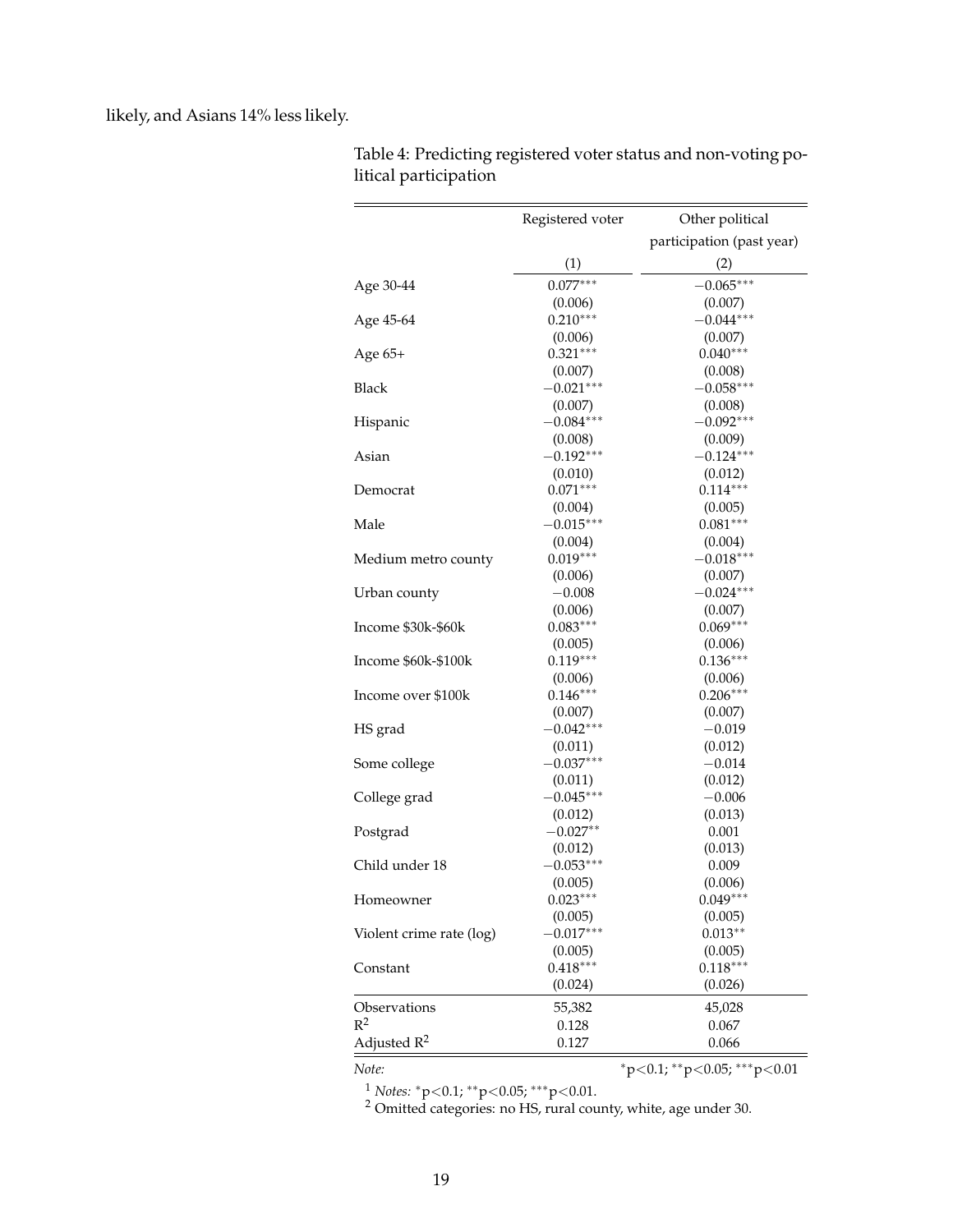likely, and Asians 14% less likely.

Table 4: Predicting registered voter status and non-voting political participation

| | Registered voter | Other political participation (past year) |
|---|---|---|
| | (1) | (2) |
| Age 30-44 | 0.077*** | −0.065*** |
| | (0.006) | (0.007) |
| Age 45-64 | 0.210*** | −0.044*** |
| | (0.006) | (0.007) |
| Age 65+ | 0.321*** | 0.040*** |
| | (0.007) | (0.008) |
| Black | −0.021*** | −0.058*** |
| | (0.007) | (0.008) |
| Hispanic | −0.084*** | −0.092*** |
| | (0.008) | (0.009) |
| Asian | −0.192*** | −0.124*** |
| | (0.010) | (0.012) |
| Democrat | 0.071*** | 0.114*** |
| | (0.004) | (0.005) |
| Male | −0.015*** | 0.081*** |
| | (0.004) | (0.004) |
| Medium metro county | 0.019*** | −0.018*** |
| | (0.006) | (0.007) |
| Urban county | −0.008 | −0.024*** |
| | (0.006) | (0.007) |
| Income $30k-$60k | 0.083*** | 0.069*** |
| | (0.005) | (0.006) |
| Income $60k-$100k | 0.119*** | 0.136*** |
| | (0.006) | (0.006) |
| Income over $100k | 0.146*** | 0.206*** |
| | (0.007) | (0.007) |
| HS grad | −0.042*** | −0.019 |
| | (0.011) | (0.012) |
| Some college | −0.037*** | −0.014 |
| | (0.011) | (0.012) |
| College grad | −0.045*** | −0.006 |
| | (0.012) | (0.013) |
| Postgrad | −0.027** | 0.001 |
| | (0.012) | (0.013) |
| Child under 18 | −0.053*** | 0.009 |
| | (0.005) | (0.006) |
| Homeowner | 0.023*** | 0.049*** |
| | (0.005) | (0.005) |
| Violent crime rate (log) | −0.017*** | 0.013** |
| | (0.005) | (0.005) |
| Constant | 0.418*** | 0.118*** |
| | (0.024) | (0.026) |
| Observations | 55,382 | 45,028 |
| $R^2$ | 0.128 | 0.067 |
| Adjusted $R^2$ | 0.127 | 0.066 |

*Note:* *p<0.1; **p<0.05; ***p<0.01

[1] *Notes:* *p<0.1; **p<0.05; ***p<0.01.
[2] Omitted categories: no HS, rural county, white, age under 30.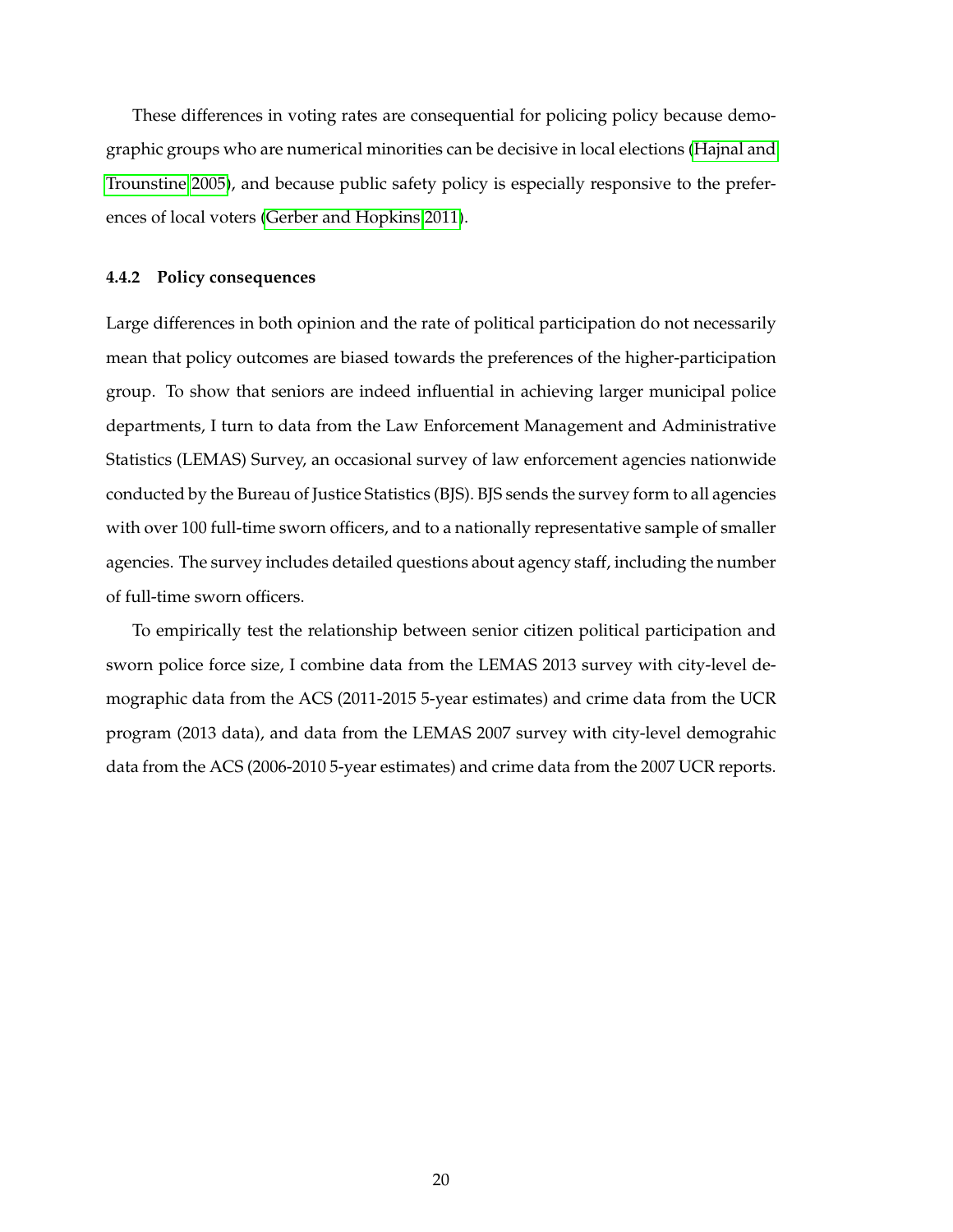These differences in voting rates are consequential for policing policy because demographic groups who are numerical minorities can be decisive in local elections (Hajnal and Trounstine 2005), and because public safety policy is especially responsive to the preferences of local voters (Gerber and Hopkins 2011).

### 4.4.2 Policy consequences

Large differences in both opinion and the rate of political participation do not necessarily mean that policy outcomes are biased towards the preferences of the higher-participation group. To show that seniors are indeed influential in achieving larger municipal police departments, I turn to data from the Law Enforcement Management and Administrative Statistics (LEMAS) Survey, an occasional survey of law enforcement agencies nationwide conducted by the Bureau of Justice Statistics (BJS). BJS sends the survey form to all agencies with over 100 full-time sworn officers, and to a nationally representative sample of smaller agencies. The survey includes detailed questions about agency staff, including the number of full-time sworn officers.

To empirically test the relationship between senior citizen political participation and sworn police force size, I combine data from the LEMAS 2013 survey with city-level demographic data from the ACS (2011-2015 5-year estimates) and crime data from the UCR program (2013 data), and data from the LEMAS 2007 survey with city-level demograhic data from the ACS (2006-2010 5-year estimates) and crime data from the 2007 UCR reports.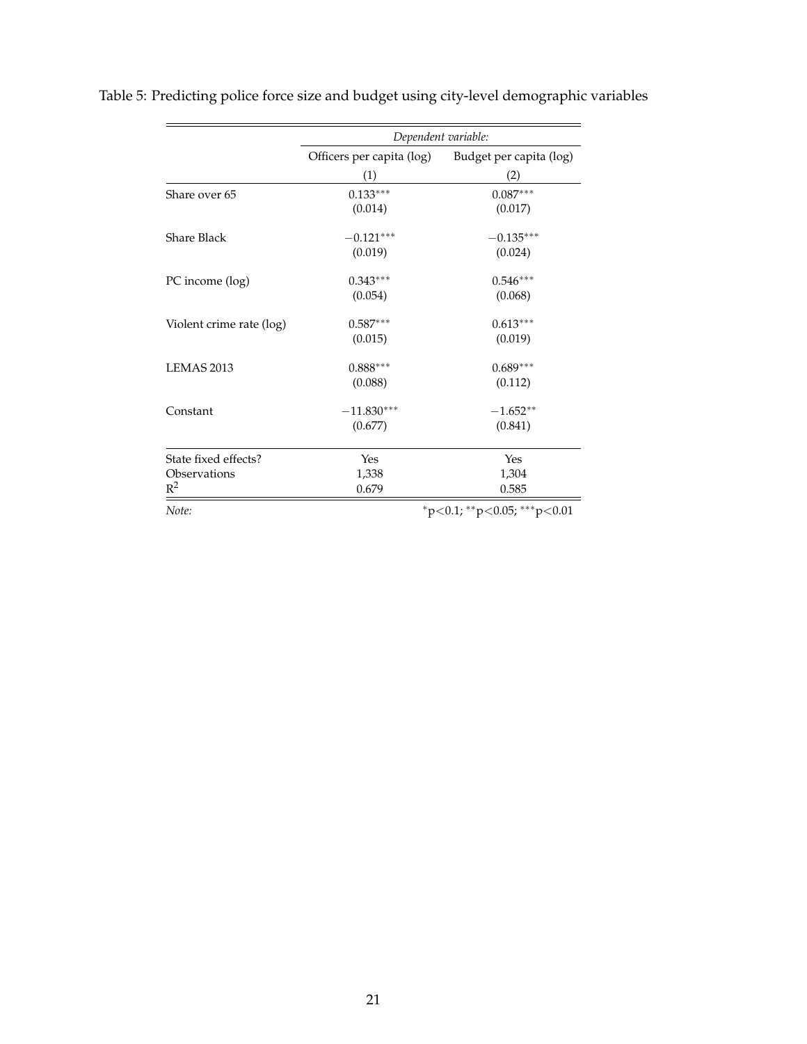Table 5: Predicting police force size and budget using city-level demographic variables

| | *Dependent variable:* | |
|---|---|---|
| | Officers per capita (log) | Budget per capita (log) |
| | (1) | (2) |
| Share over 65 | 0.133*** | 0.087*** |
| | (0.014) | (0.017) |
| Share Black | −0.121*** | −0.135*** |
| | (0.019) | (0.024) |
| PC income (log) | 0.343*** | 0.546*** |
| | (0.054) | (0.068) |
| Violent crime rate (log) | 0.587*** | 0.613*** |
| | (0.015) | (0.019) |
| LEMAS 2013 | 0.888*** | 0.689*** |
| | (0.088) | (0.112) |
| Constant | −11.830*** | −1.652** |
| | (0.677) | (0.841) |
| State fixed effects? | Yes | Yes |
| Observations | 1,338 | 1,304 |
| $R^2$ | 0.679 | 0.585 |
| *Note:* | | *p<0.1; **p<0.05; ***p<0.01 |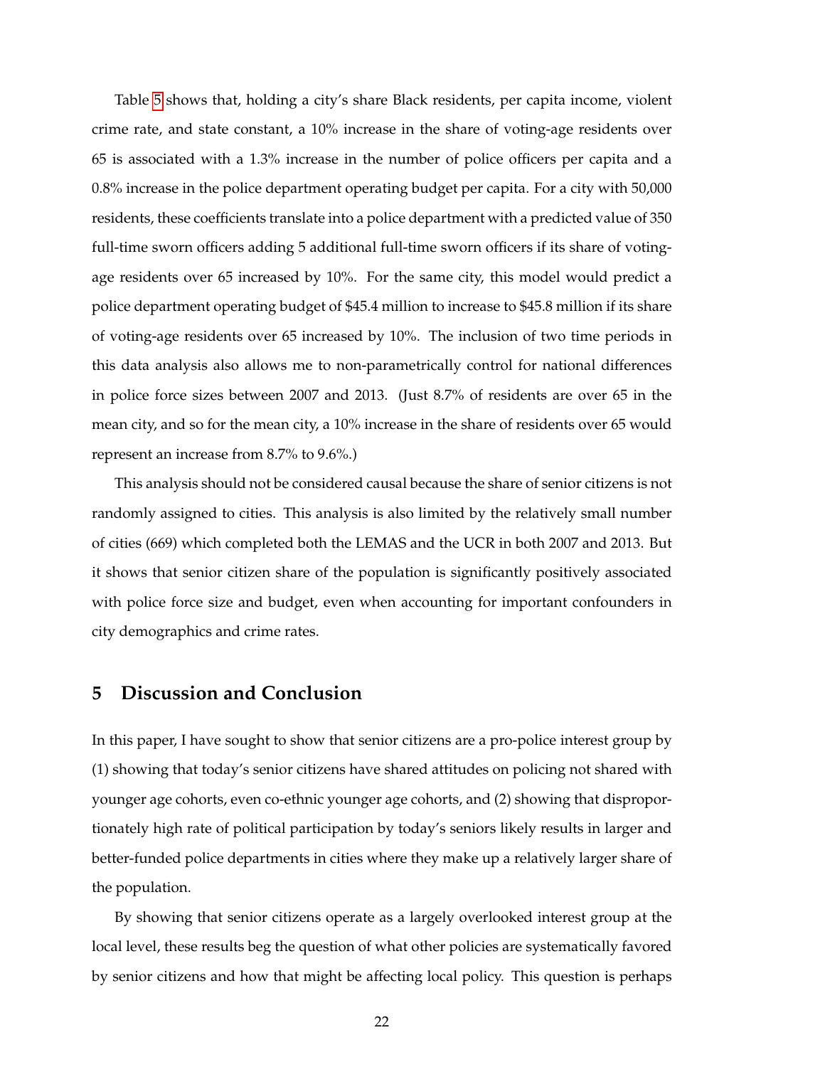Table 5 shows that, holding a city's share Black residents, per capita income, violent crime rate, and state constant, a 10% increase in the share of voting-age residents over 65 is associated with a 1.3% increase in the number of police officers per capita and a 0.8% increase in the police department operating budget per capita. For a city with 50,000 residents, these coefficients translate into a police department with a predicted value of 350 full-time sworn officers adding 5 additional full-time sworn officers if its share of voting-age residents over 65 increased by 10%. For the same city, this model would predict a police department operating budget of $45.4 million to increase to $45.8 million if its share of voting-age residents over 65 increased by 10%. The inclusion of two time periods in this data analysis also allows me to non-parametrically control for national differences in police force sizes between 2007 and 2013. (Just 8.7% of residents are over 65 in the mean city, and so for the mean city, a 10% increase in the share of residents over 65 would represent an increase from 8.7% to 9.6%.)

This analysis should not be considered causal because the share of senior citizens is not randomly assigned to cities. This analysis is also limited by the relatively small number of cities (669) which completed both the LEMAS and the UCR in both 2007 and 2013. But it shows that senior citizen share of the population is significantly positively associated with police force size and budget, even when accounting for important confounders in city demographics and crime rates.

## 5 Discussion and Conclusion

In this paper, I have sought to show that senior citizens are a pro-police interest group by (1) showing that today's senior citizens have shared attitudes on policing not shared with younger age cohorts, even co-ethnic younger age cohorts, and (2) showing that disproportionately high rate of political participation by today's seniors likely results in larger and better-funded police departments in cities where they make up a relatively larger share of the population.

By showing that senior citizens operate as a largely overlooked interest group at the local level, these results beg the question of what other policies are systematically favored by senior citizens and how that might be affecting local policy. This question is perhaps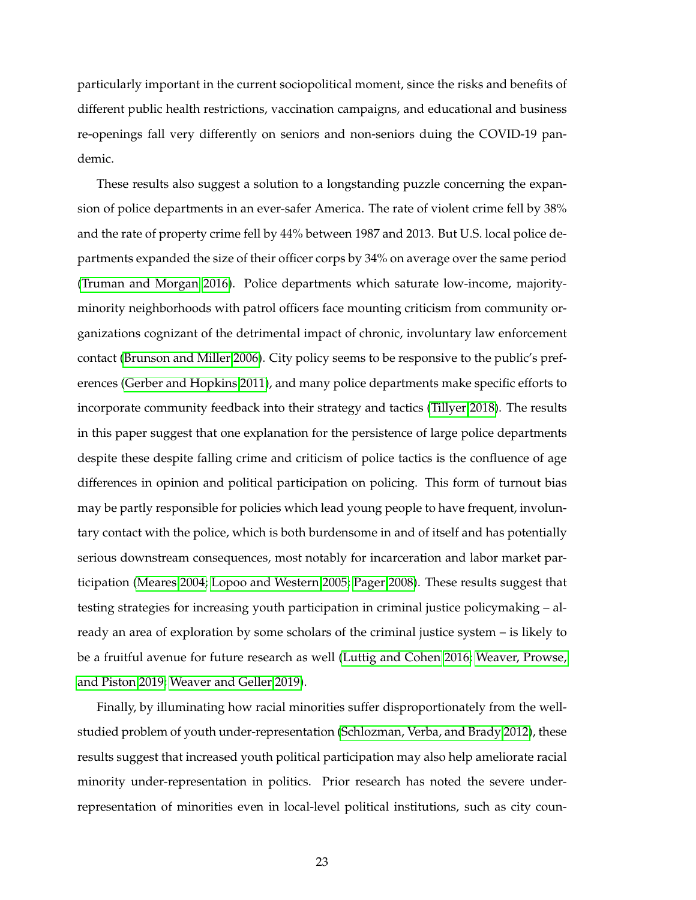particularly important in the current sociopolitical moment, since the risks and benefits of different public health restrictions, vaccination campaigns, and educational and business re-openings fall very differently on seniors and non-seniors duing the COVID-19 pandemic.

These results also suggest a solution to a longstanding puzzle concerning the expansion of police departments in an ever-safer America. The rate of violent crime fell by 38% and the rate of property crime fell by 44% between 1987 and 2013. But U.S. local police departments expanded the size of their officer corps by 34% on average over the same period (Truman and Morgan 2016). Police departments which saturate low-income, majority-minority neighborhoods with patrol officers face mounting criticism from community organizations cognizant of the detrimental impact of chronic, involuntary law enforcement contact (Brunson and Miller 2006). City policy seems to be responsive to the public's preferences (Gerber and Hopkins 2011), and many police departments make specific efforts to incorporate community feedback into their strategy and tactics (Tillyer 2018). The results in this paper suggest that one explanation for the persistence of large police departments despite these despite falling crime and criticism of police tactics is the confluence of age differences in opinion and political participation on policing. This form of turnout bias may be partly responsible for policies which lead young people to have frequent, involuntary contact with the police, which is both burdensome in and of itself and has potentially serious downstream consequences, most notably for incarceration and labor market participation (Meares 2004; Lopoo and Western 2005; Pager 2008). These results suggest that testing strategies for increasing youth participation in criminal justice policymaking – already an area of exploration by some scholars of the criminal justice system – is likely to be a fruitful avenue for future research as well (Luttig and Cohen 2016; Weaver, Prowse, and Piston 2019; Weaver and Geller 2019).

Finally, by illuminating how racial minorities suffer disproportionately from the well-studied problem of youth under-representation (Schlozman, Verba, and Brady 2012), these results suggest that increased youth political participation may also help ameliorate racial minority under-representation in politics. Prior research has noted the severe under-representation of minorities even in local-level political institutions, such as city coun-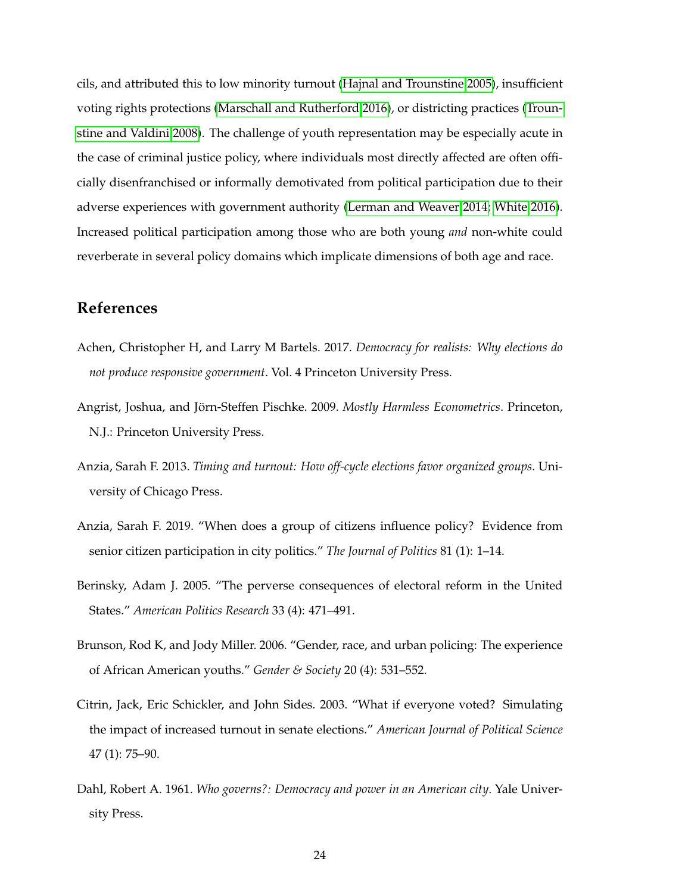cils, and attributed this to low minority turnout (Hajnal and Trounstine 2005), insufficient voting rights protections (Marschall and Rutherford 2016), or districting practices (Trounstine and Valdini 2008). The challenge of youth representation may be especially acute in the case of criminal justice policy, where individuals most directly affected are often officially disenfranchised or informally demotivated from political participation due to their adverse experiences with government authority (Lerman and Weaver 2014; White 2016). Increased political participation among those who are both young *and* non-white could reverberate in several policy domains which implicate dimensions of both age and race.

## References

Achen, Christopher H, and Larry M Bartels. 2017. *Democracy for realists: Why elections do not produce responsive government*. Vol. 4 Princeton University Press.

Angrist, Joshua, and Jörn-Steffen Pischke. 2009. *Mostly Harmless Econometrics*. Princeton, N.J.: Princeton University Press.

Anzia, Sarah F. 2013. *Timing and turnout: How off-cycle elections favor organized groups*. University of Chicago Press.

Anzia, Sarah F. 2019. "When does a group of citizens influence policy? Evidence from senior citizen participation in city politics." *The Journal of Politics* 81 (1): 1–14.

Berinsky, Adam J. 2005. "The perverse consequences of electoral reform in the United States." *American Politics Research* 33 (4): 471–491.

Brunson, Rod K, and Jody Miller. 2006. "Gender, race, and urban policing: The experience of African American youths." *Gender & Society* 20 (4): 531–552.

Citrin, Jack, Eric Schickler, and John Sides. 2003. "What if everyone voted? Simulating the impact of increased turnout in senate elections." *American Journal of Political Science* 47 (1): 75–90.

Dahl, Robert A. 1961. *Who governs?: Democracy and power in an American city*. Yale University Press.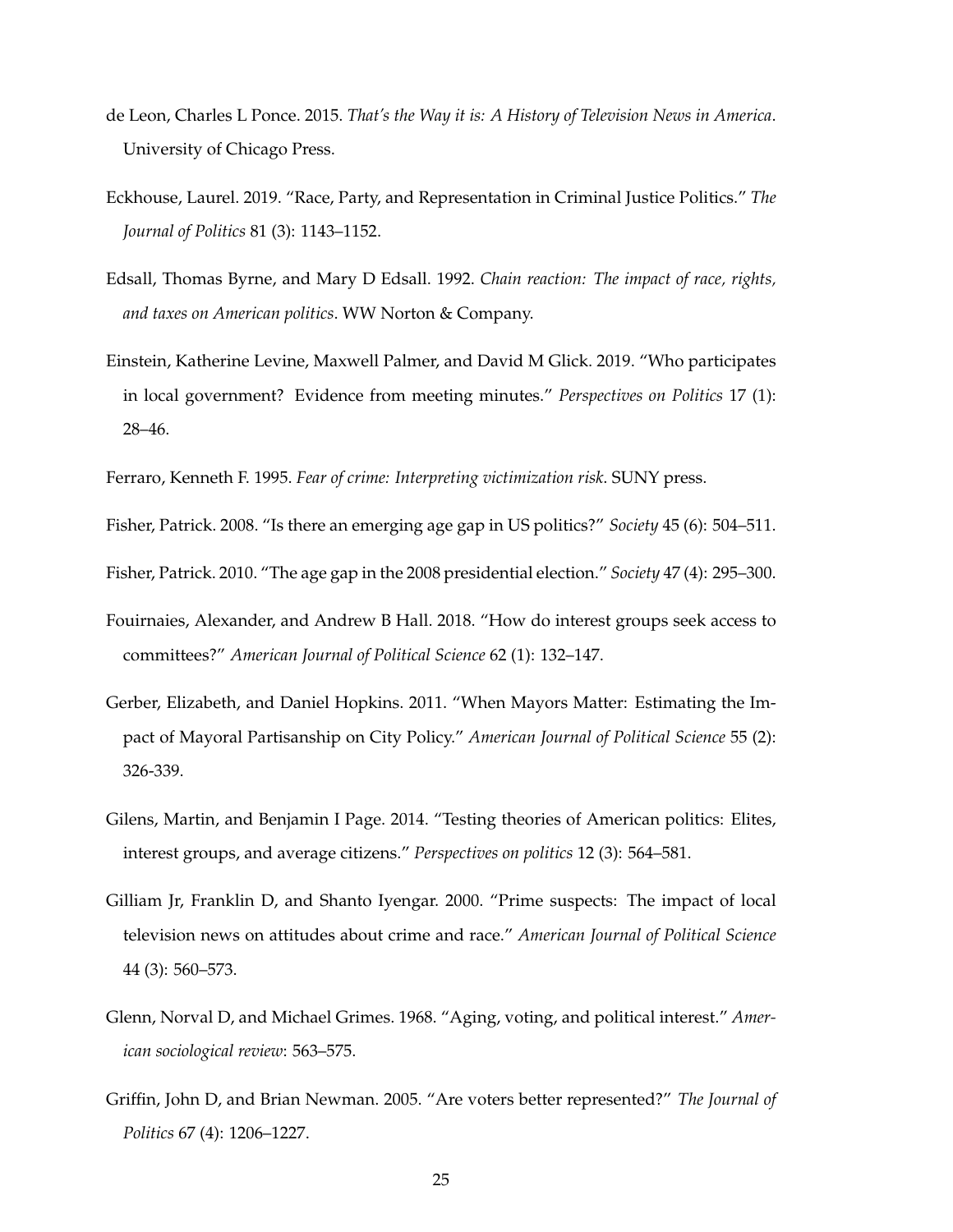de Leon, Charles L Ponce. 2015. *That's the Way it is: A History of Television News in America*. University of Chicago Press.

Eckhouse, Laurel. 2019. "Race, Party, and Representation in Criminal Justice Politics." *The Journal of Politics* 81 (3): 1143–1152.

Edsall, Thomas Byrne, and Mary D Edsall. 1992. *Chain reaction: The impact of race, rights, and taxes on American politics*. WW Norton & Company.

Einstein, Katherine Levine, Maxwell Palmer, and David M Glick. 2019. "Who participates in local government? Evidence from meeting minutes." *Perspectives on Politics* 17 (1): 28–46.

Ferraro, Kenneth F. 1995. *Fear of crime: Interpreting victimization risk*. SUNY press.

Fisher, Patrick. 2008. "Is there an emerging age gap in US politics?" *Society* 45 (6): 504–511.

Fisher, Patrick. 2010. "The age gap in the 2008 presidential election." *Society* 47 (4): 295–300.

Fouirnaies, Alexander, and Andrew B Hall. 2018. "How do interest groups seek access to committees?" *American Journal of Political Science* 62 (1): 132–147.

Gerber, Elizabeth, and Daniel Hopkins. 2011. "When Mayors Matter: Estimating the Impact of Mayoral Partisanship on City Policy." *American Journal of Political Science* 55 (2): 326-339.

Gilens, Martin, and Benjamin I Page. 2014. "Testing theories of American politics: Elites, interest groups, and average citizens." *Perspectives on politics* 12 (3): 564–581.

Gilliam Jr, Franklin D, and Shanto Iyengar. 2000. "Prime suspects: The impact of local television news on attitudes about crime and race." *American Journal of Political Science* 44 (3): 560–573.

Glenn, Norval D, and Michael Grimes. 1968. "Aging, voting, and political interest." *American sociological review*: 563–575.

Griffin, John D, and Brian Newman. 2005. "Are voters better represented?" *The Journal of Politics* 67 (4): 1206–1227.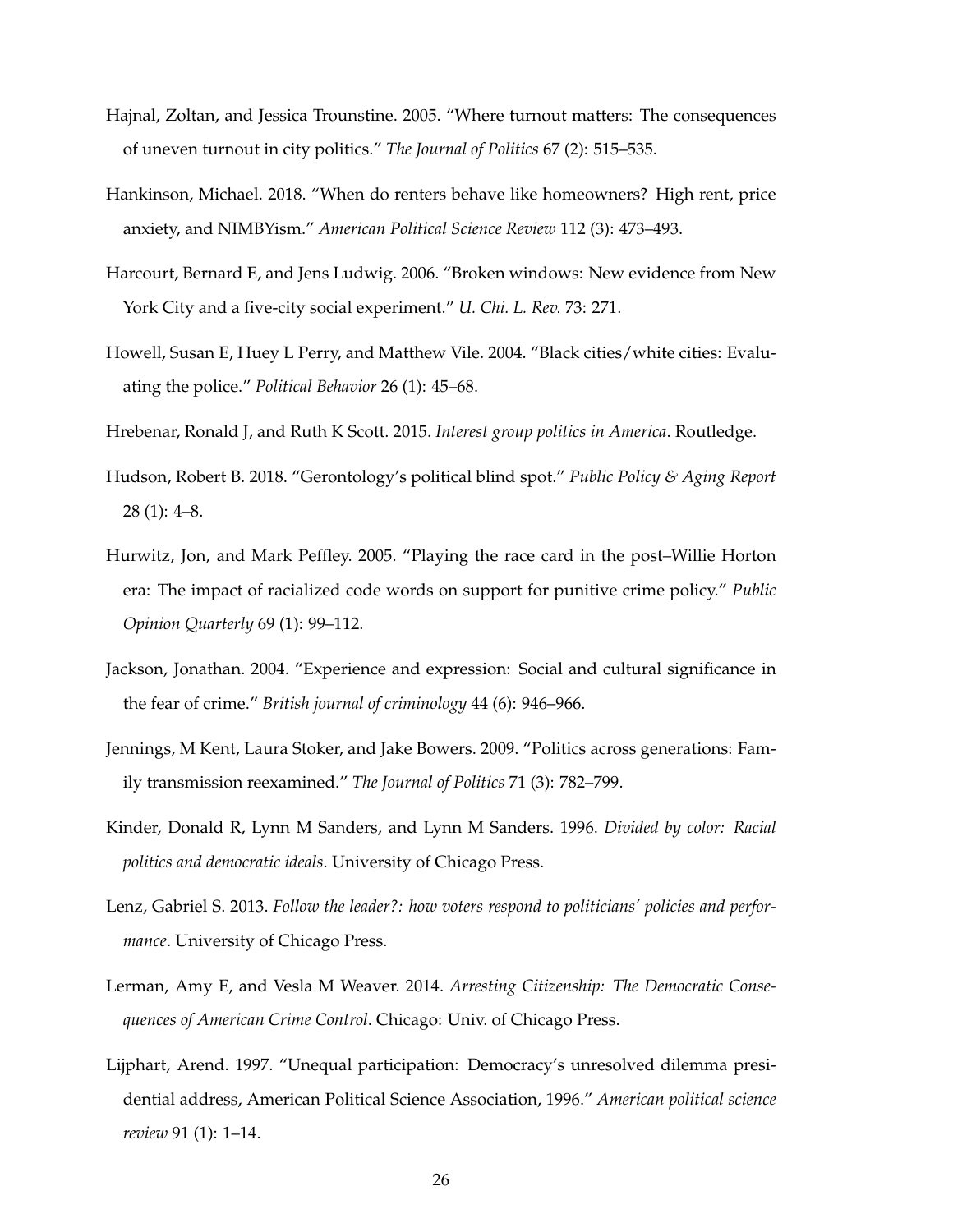Hajnal, Zoltan, and Jessica Trounstine. 2005. "Where turnout matters: The consequences of uneven turnout in city politics." *The Journal of Politics* 67 (2): 515–535.

Hankinson, Michael. 2018. "When do renters behave like homeowners? High rent, price anxiety, and NIMBYism." *American Political Science Review* 112 (3): 473–493.

Harcourt, Bernard E, and Jens Ludwig. 2006. "Broken windows: New evidence from New York City and a five-city social experiment." *U. Chi. L. Rev.* 73: 271.

Howell, Susan E, Huey L Perry, and Matthew Vile. 2004. "Black cities/white cities: Evaluating the police." *Political Behavior* 26 (1): 45–68.

Hrebenar, Ronald J, and Ruth K Scott. 2015. *Interest group politics in America*. Routledge.

Hudson, Robert B. 2018. "Gerontology's political blind spot." *Public Policy & Aging Report* 28 (1): 4–8.

Hurwitz, Jon, and Mark Peffley. 2005. "Playing the race card in the post–Willie Horton era: The impact of racialized code words on support for punitive crime policy." *Public Opinion Quarterly* 69 (1): 99–112.

Jackson, Jonathan. 2004. "Experience and expression: Social and cultural significance in the fear of crime." *British journal of criminology* 44 (6): 946–966.

Jennings, M Kent, Laura Stoker, and Jake Bowers. 2009. "Politics across generations: Family transmission reexamined." *The Journal of Politics* 71 (3): 782–799.

Kinder, Donald R, Lynn M Sanders, and Lynn M Sanders. 1996. *Divided by color: Racial politics and democratic ideals*. University of Chicago Press.

Lenz, Gabriel S. 2013. *Follow the leader?: how voters respond to politicians' policies and performance*. University of Chicago Press.

Lerman, Amy E, and Vesla M Weaver. 2014. *Arresting Citizenship: The Democratic Consequences of American Crime Control*. Chicago: Univ. of Chicago Press.

Lijphart, Arend. 1997. "Unequal participation: Democracy's unresolved dilemma presidential address, American Political Science Association, 1996." *American political science review* 91 (1): 1–14.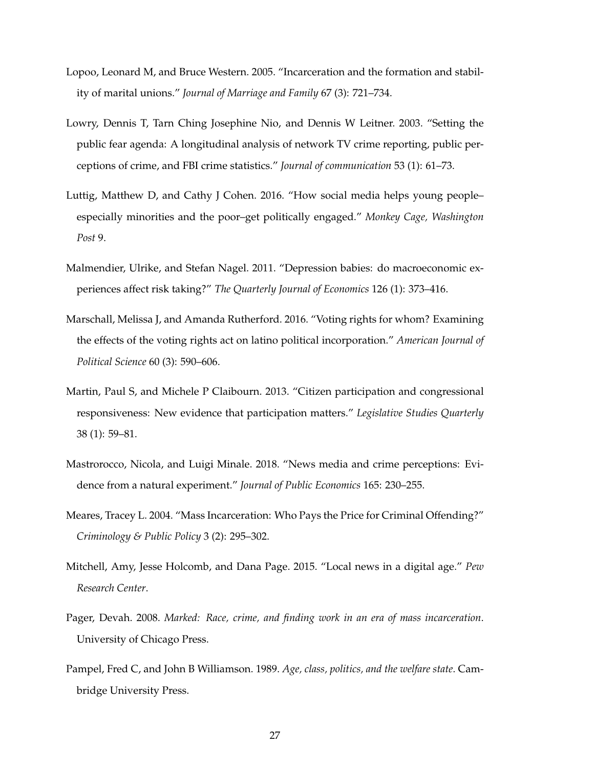Lopoo, Leonard M, and Bruce Western. 2005. "Incarceration and the formation and stability of marital unions." *Journal of Marriage and Family* 67 (3): 721–734.

Lowry, Dennis T, Tarn Ching Josephine Nio, and Dennis W Leitner. 2003. "Setting the public fear agenda: A longitudinal analysis of network TV crime reporting, public perceptions of crime, and FBI crime statistics." *Journal of communication* 53 (1): 61–73.

Luttig, Matthew D, and Cathy J Cohen. 2016. "How social media helps young people–especially minorities and the poor–get politically engaged." *Monkey Cage, Washington Post* 9.

Malmendier, Ulrike, and Stefan Nagel. 2011. "Depression babies: do macroeconomic experiences affect risk taking?" *The Quarterly Journal of Economics* 126 (1): 373–416.

Marschall, Melissa J, and Amanda Rutherford. 2016. "Voting rights for whom? Examining the effects of the voting rights act on latino political incorporation." *American Journal of Political Science* 60 (3): 590–606.

Martin, Paul S, and Michele P Claibourn. 2013. "Citizen participation and congressional responsiveness: New evidence that participation matters." *Legislative Studies Quarterly* 38 (1): 59–81.

Mastrorocco, Nicola, and Luigi Minale. 2018. "News media and crime perceptions: Evidence from a natural experiment." *Journal of Public Economics* 165: 230–255.

Meares, Tracey L. 2004. "Mass Incarceration: Who Pays the Price for Criminal Offending?" *Criminology & Public Policy* 3 (2): 295–302.

Mitchell, Amy, Jesse Holcomb, and Dana Page. 2015. "Local news in a digital age." *Pew Research Center*.

Pager, Devah. 2008. *Marked: Race, crime, and finding work in an era of mass incarceration*. University of Chicago Press.

Pampel, Fred C, and John B Williamson. 1989. *Age, class, politics, and the welfare state*. Cambridge University Press.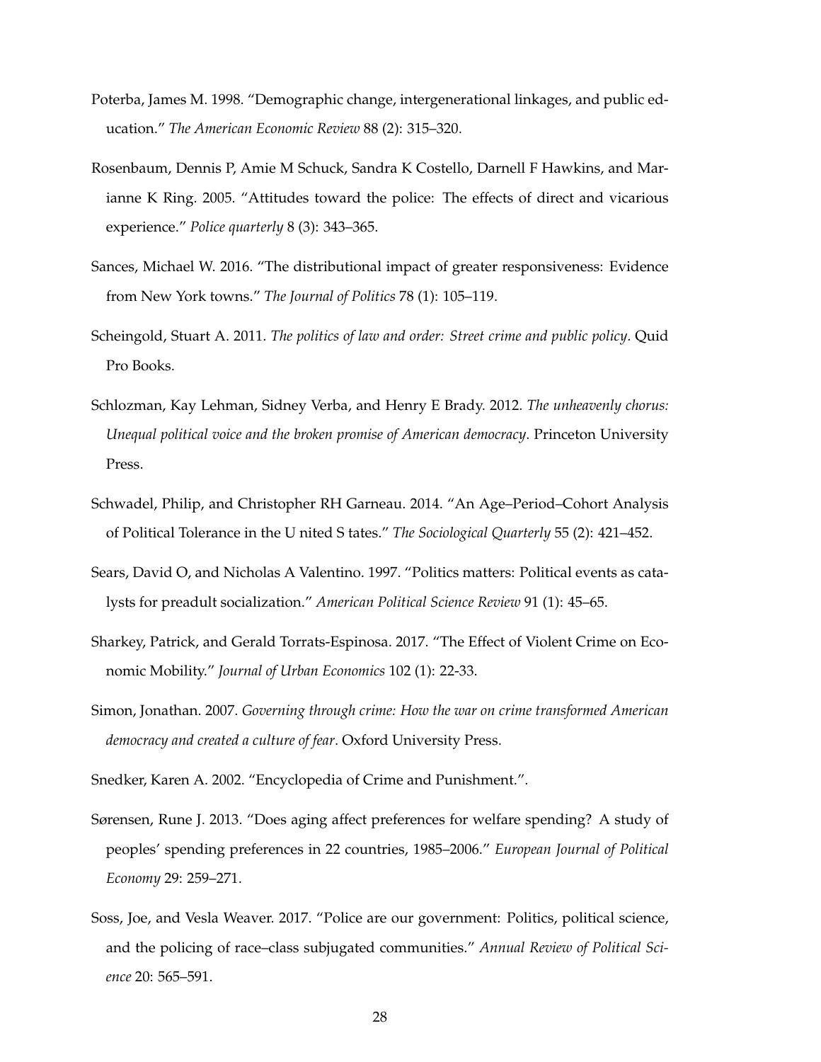Poterba, James M. 1998. "Demographic change, intergenerational linkages, and public education." *The American Economic Review* 88 (2): 315–320.

Rosenbaum, Dennis P, Amie M Schuck, Sandra K Costello, Darnell F Hawkins, and Marianne K Ring. 2005. "Attitudes toward the police: The effects of direct and vicarious experience." *Police quarterly* 8 (3): 343–365.

Sances, Michael W. 2016. "The distributional impact of greater responsiveness: Evidence from New York towns." *The Journal of Politics* 78 (1): 105–119.

Scheingold, Stuart A. 2011. *The politics of law and order: Street crime and public policy*. Quid Pro Books.

Schlozman, Kay Lehman, Sidney Verba, and Henry E Brady. 2012. *The unheavenly chorus: Unequal political voice and the broken promise of American democracy*. Princeton University Press.

Schwadel, Philip, and Christopher RH Garneau. 2014. "An Age–Period–Cohort Analysis of Political Tolerance in the U nited S tates." *The Sociological Quarterly* 55 (2): 421–452.

Sears, David O, and Nicholas A Valentino. 1997. "Politics matters: Political events as catalysts for preadult socialization." *American Political Science Review* 91 (1): 45–65.

Sharkey, Patrick, and Gerald Torrats-Espinosa. 2017. "The Effect of Violent Crime on Economic Mobility." *Journal of Urban Economics* 102 (1): 22-33.

Simon, Jonathan. 2007. *Governing through crime: How the war on crime transformed American democracy and created a culture of fear*. Oxford University Press.

Snedker, Karen A. 2002. "Encyclopedia of Crime and Punishment.".

Sørensen, Rune J. 2013. "Does aging affect preferences for welfare spending? A study of peoples' spending preferences in 22 countries, 1985–2006." *European Journal of Political Economy* 29: 259–271.

Soss, Joe, and Vesla Weaver. 2017. "Police are our government: Politics, political science, and the policing of race–class subjugated communities." *Annual Review of Political Science* 20: 565–591.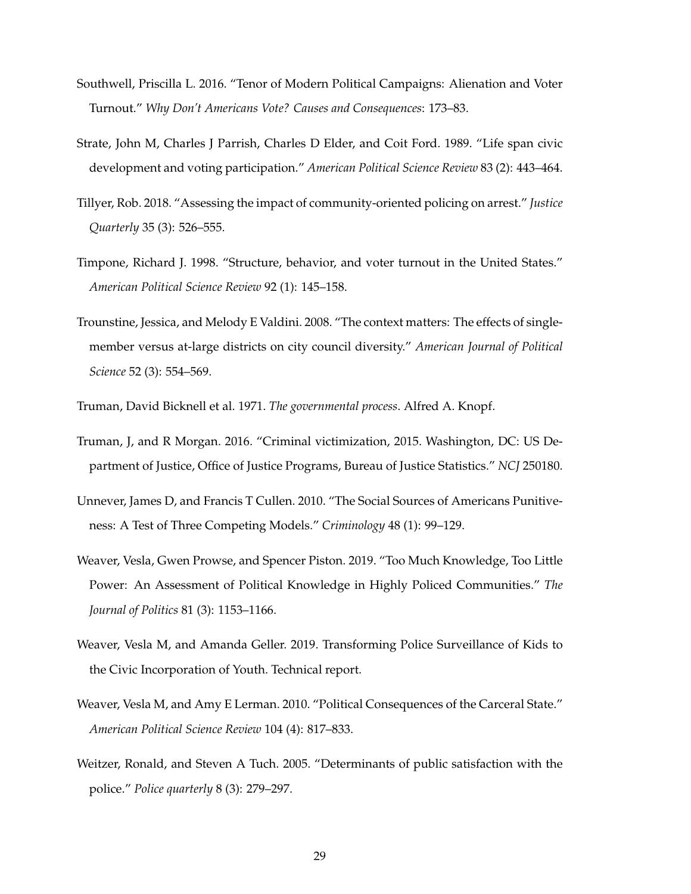Southwell, Priscilla L. 2016. "Tenor of Modern Political Campaigns: Alienation and Voter Turnout." *Why Don't Americans Vote? Causes and Consequences*: 173–83.

Strate, John M, Charles J Parrish, Charles D Elder, and Coit Ford. 1989. "Life span civic development and voting participation." *American Political Science Review* 83 (2): 443–464.

Tillyer, Rob. 2018. "Assessing the impact of community-oriented policing on arrest." *Justice Quarterly* 35 (3): 526–555.

Timpone, Richard J. 1998. "Structure, behavior, and voter turnout in the United States." *American Political Science Review* 92 (1): 145–158.

Trounstine, Jessica, and Melody E Valdini. 2008. "The context matters: The effects of single-member versus at-large districts on city council diversity." *American Journal of Political Science* 52 (3): 554–569.

Truman, David Bicknell et al. 1971. *The governmental process*. Alfred A. Knopf.

Truman, J, and R Morgan. 2016. "Criminal victimization, 2015. Washington, DC: US Department of Justice, Office of Justice Programs, Bureau of Justice Statistics." *NCJ* 250180.

Unnever, James D, and Francis T Cullen. 2010. "The Social Sources of Americans Punitiveness: A Test of Three Competing Models." *Criminology* 48 (1): 99–129.

Weaver, Vesla, Gwen Prowse, and Spencer Piston. 2019. "Too Much Knowledge, Too Little Power: An Assessment of Political Knowledge in Highly Policed Communities." *The Journal of Politics* 81 (3): 1153–1166.

Weaver, Vesla M, and Amanda Geller. 2019. Transforming Police Surveillance of Kids to the Civic Incorporation of Youth. Technical report.

Weaver, Vesla M, and Amy E Lerman. 2010. "Political Consequences of the Carceral State." *American Political Science Review* 104 (4): 817–833.

Weitzer, Ronald, and Steven A Tuch. 2005. "Determinants of public satisfaction with the police." *Police quarterly* 8 (3): 279–297.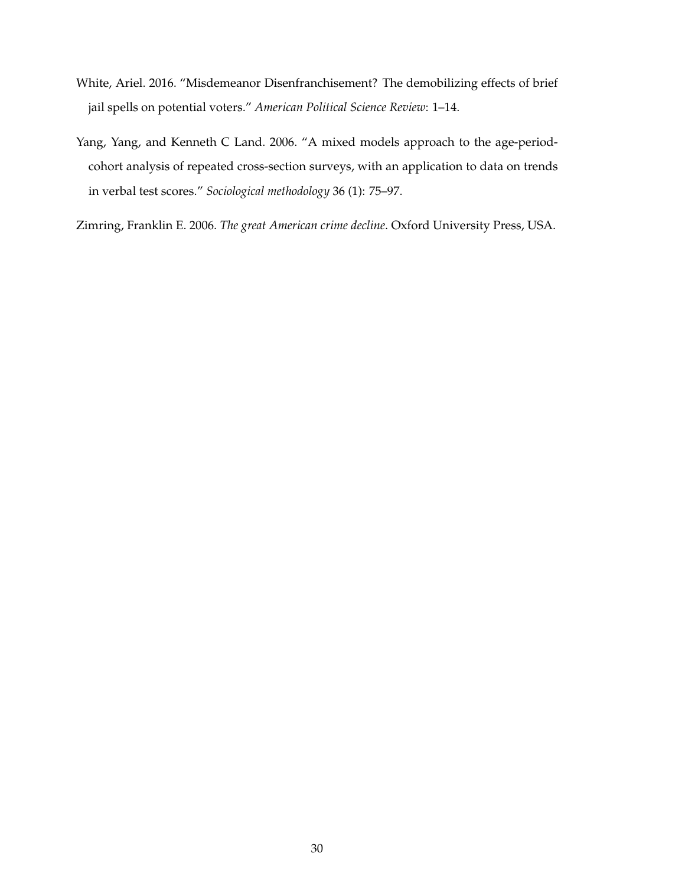White, Ariel. 2016. "Misdemeanor Disenfranchisement? The demobilizing effects of brief jail spells on potential voters." *American Political Science Review*: 1–14.

Yang, Yang, and Kenneth C Land. 2006. "A mixed models approach to the age-period-cohort analysis of repeated cross-section surveys, with an application to data on trends in verbal test scores." *Sociological methodology* 36 (1): 75–97.

Zimring, Franklin E. 2006. *The great American crime decline*. Oxford University Press, USA.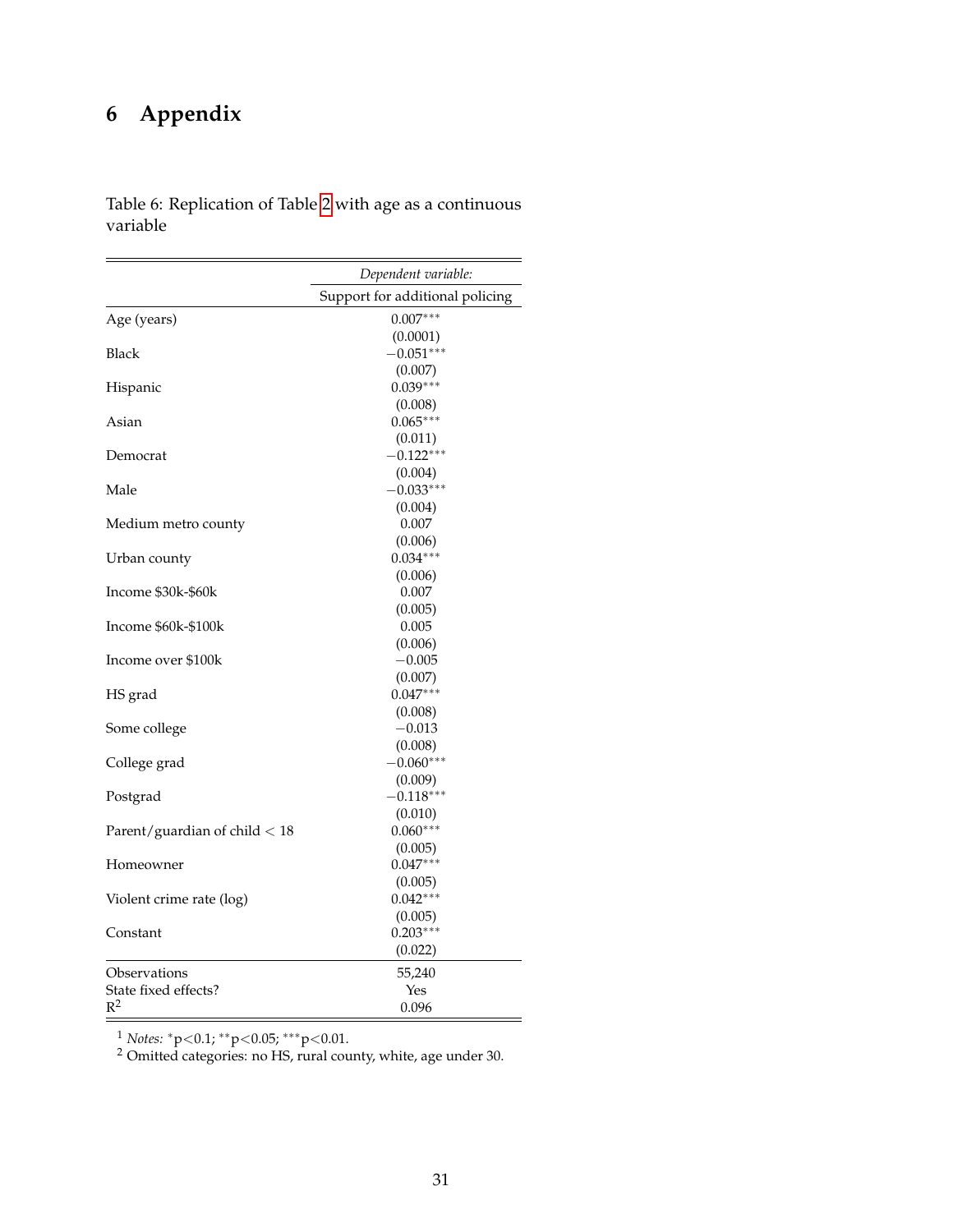# 6 Appendix

Table 6: Replication of Table 2 with age as a continuous variable

| | *Dependent variable:* |
|---|---|
| | Support for additional policing |
| Age (years) | 0.007*** |
| | (0.0001) |
| Black | −0.051*** |
| | (0.007) |
| Hispanic | 0.039*** |
| | (0.008) |
| Asian | 0.065*** |
| | (0.011) |
| Democrat | −0.122*** |
| | (0.004) |
| Male | −0.033*** |
| | (0.004) |
| Medium metro county | 0.007 |
| | (0.006) |
| Urban county | 0.034*** |
| | (0.006) |
| Income \$30k-\$60k | 0.007 |
| | (0.005) |
| Income \$60k-\$100k | 0.005 |
| | (0.006) |
| Income over \$100k | −0.005 |
| | (0.007) |
| HS grad | 0.047*** |
| | (0.008) |
| Some college | −0.013 |
| | (0.008) |
| College grad | −0.060*** |
| | (0.009) |
| Postgrad | −0.118*** |
| | (0.010) |
| Parent/guardian of child < 18 | 0.060*** |
| | (0.005) |
| Homeowner | 0.047*** |
| | (0.005) |
| Violent crime rate (log) | 0.042*** |
| | (0.005) |
| Constant | 0.203*** |
| | (0.022) |
| Observations | 55,240 |
| State fixed effects? | Yes |
| $R^2$ | 0.096 |

[1] *Notes:* *p<0.1; **p<0.05; ***p<0.01.
[2] Omitted categories: no HS, rural county, white, age under 30.